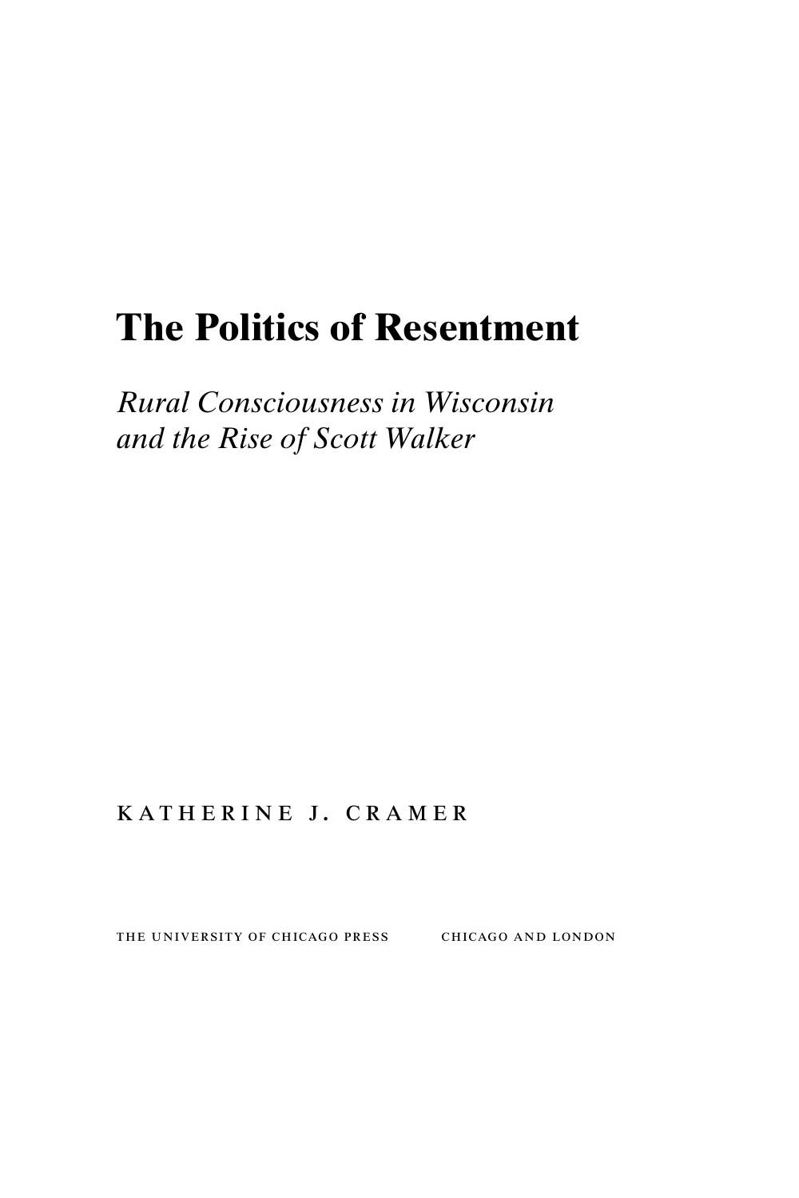# The Politics of Resentment

*Rural Consciousness in Wisconsin and the Rise of Scott Walker*

KATHERINE J. CRAMER

THE UNIVERSITY OF CHICAGO PRESS CHICAGO AND LONDON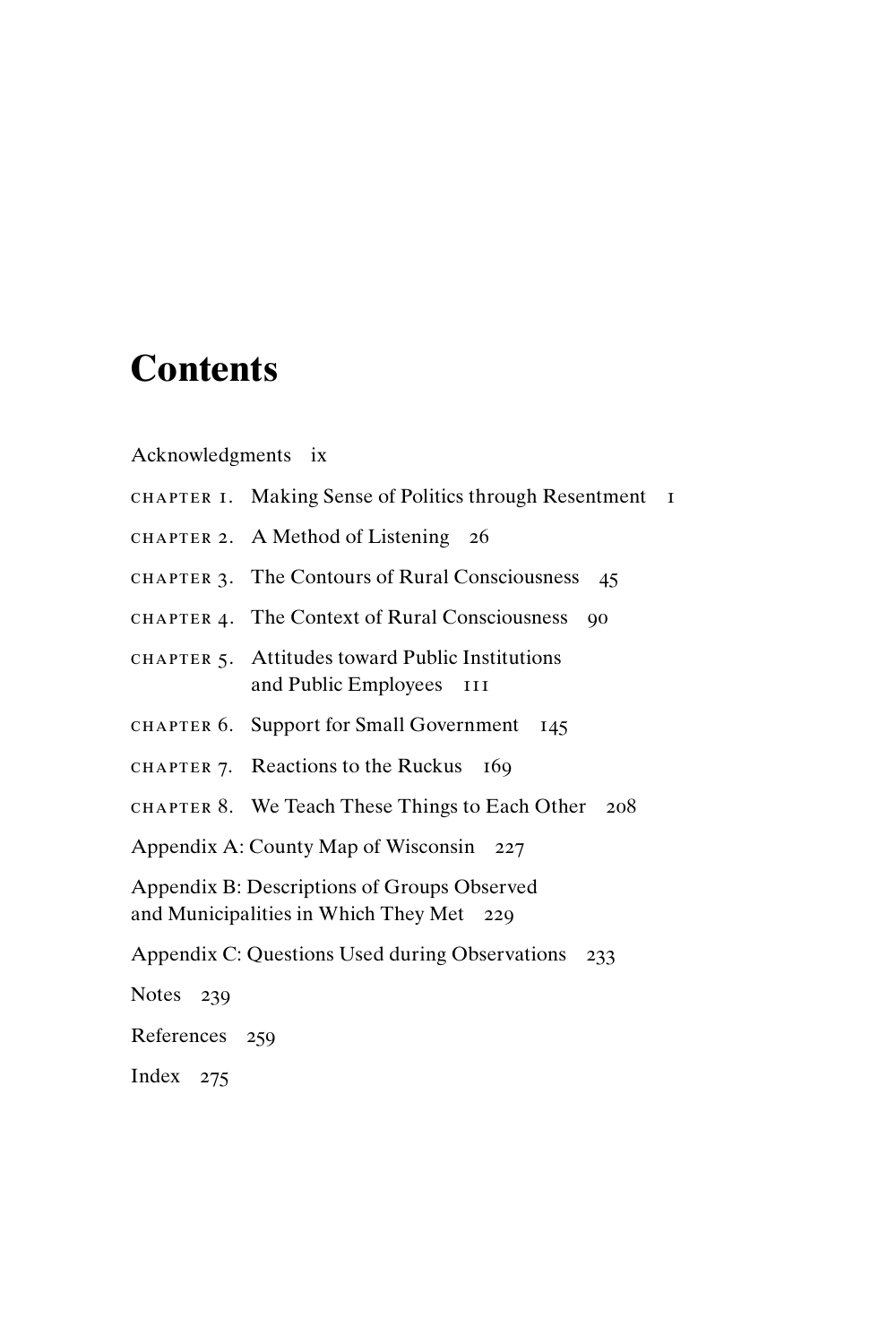# Contents

Acknowledgments ix

CHAPTER 1. Making Sense of Politics through Resentment 1

CHAPTER 2. A Method of Listening 26

CHAPTER 3. The Contours of Rural Consciousness 45

CHAPTER 4. The Context of Rural Consciousness 90

CHAPTER 5. Attitudes toward Public Institutions and Public Employees 111

CHAPTER 6. Support for Small Government 145

CHAPTER 7. Reactions to the Ruckus 169

CHAPTER 8. We Teach These Things to Each Other 208

Appendix A: County Map of Wisconsin 227

Appendix B: Descriptions of Groups Observed and Municipalities in Which They Met 229

Appendix C: Questions Used during Observations 233

Notes 239

References 259

Index 275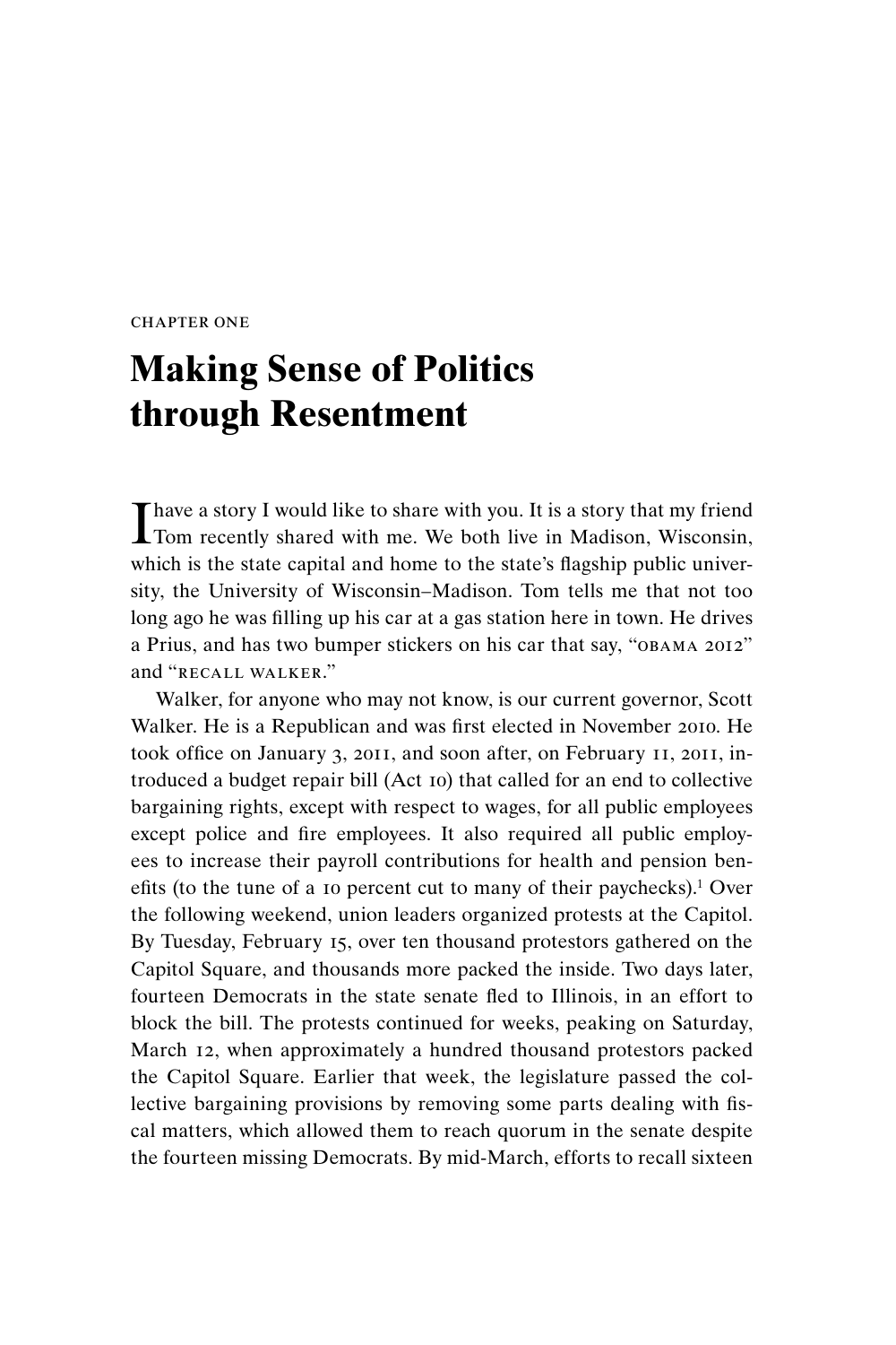CHAPTER ONE

# Making Sense of Politics through Resentment

I have a story I would like to share with you. It is a story that my friend Tom recently shared with me. We both live in Madison, Wisconsin, which is the state capital and home to the state's flagship public university, the University of Wisconsin–Madison. Tom tells me that not too long ago he was filling up his car at a gas station here in town. He drives a Prius, and has two bumper stickers on his car that say, "OBAMA 2012" and "RECALL WALKER."

Walker, for anyone who may not know, is our current governor, Scott Walker. He is a Republican and was first elected in November 2010. He took office on January 3, 2011, and soon after, on February 11, 2011, introduced a budget repair bill (Act 10) that called for an end to collective bargaining rights, except with respect to wages, for all public employees except police and fire employees. It also required all public employees to increase their payroll contributions for health and pension benefits (to the tune of a 10 percent cut to many of their paychecks).[1] Over the following weekend, union leaders organized protests at the Capitol. By Tuesday, February 15, over ten thousand protestors gathered on the Capitol Square, and thousands more packed the inside. Two days later, fourteen Democrats in the state senate fled to Illinois, in an effort to block the bill. The protests continued for weeks, peaking on Saturday, March 12, when approximately a hundred thousand protestors packed the Capitol Square. Earlier that week, the legislature passed the collective bargaining provisions by removing some parts dealing with fiscal matters, which allowed them to reach quorum in the senate despite the fourteen missing Democrats. By mid-March, efforts to recall sixteen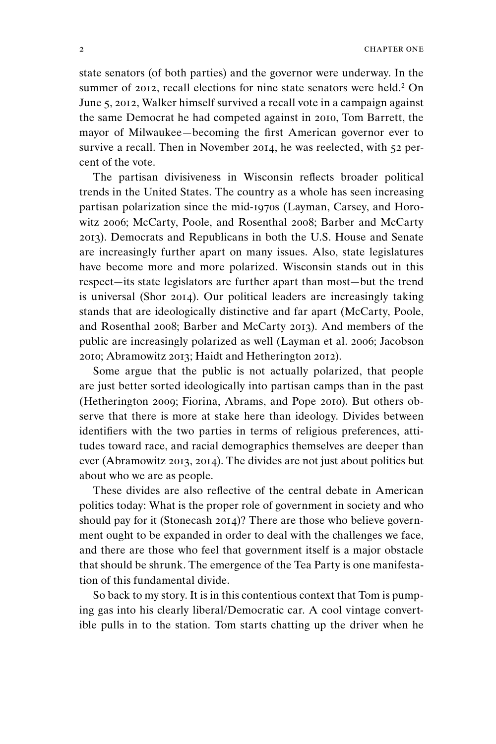state senators (of both parties) and the governor were underway. In the summer of 2012, recall elections for nine state senators were held.[2] On June 5, 2012, Walker himself survived a recall vote in a campaign against the same Democrat he had competed against in 2010, Tom Barrett, the mayor of Milwaukee—becoming the first American governor ever to survive a recall. Then in November 2014, he was reelected, with 52 percent of the vote.

The partisan divisiveness in Wisconsin reflects broader political trends in the United States. The country as a whole has seen increasing partisan polarization since the mid-1970s (Layman, Carsey, and Horowitz 2006; McCarty, Poole, and Rosenthal 2008; Barber and McCarty 2013). Democrats and Republicans in both the U.S. House and Senate are increasingly further apart on many issues. Also, state legislatures have become more and more polarized. Wisconsin stands out in this respect—its state legislators are further apart than most—but the trend is universal (Shor 2014). Our political leaders are increasingly taking stands that are ideologically distinctive and far apart (McCarty, Poole, and Rosenthal 2008; Barber and McCarty 2013). And members of the public are increasingly polarized as well (Layman et al. 2006; Jacobson 2010; Abramowitz 2013; Haidt and Hetherington 2012).

Some argue that the public is not actually polarized, that people are just better sorted ideologically into partisan camps than in the past (Hetherington 2009; Fiorina, Abrams, and Pope 2010). But others observe that there is more at stake here than ideology. Divides between identifiers with the two parties in terms of religious preferences, attitudes toward race, and racial demographics themselves are deeper than ever (Abramowitz 2013, 2014). The divides are not just about politics but about who we are as people.

These divides are also reflective of the central debate in American politics today: What is the proper role of government in society and who should pay for it (Stonecash 2014)? There are those who believe government ought to be expanded in order to deal with the challenges we face, and there are those who feel that government itself is a major obstacle that should be shrunk. The emergence of the Tea Party is one manifestation of this fundamental divide.

So back to my story. It is in this contentious context that Tom is pumping gas into his clearly liberal/Democratic car. A cool vintage convertible pulls in to the station. Tom starts chatting up the driver when he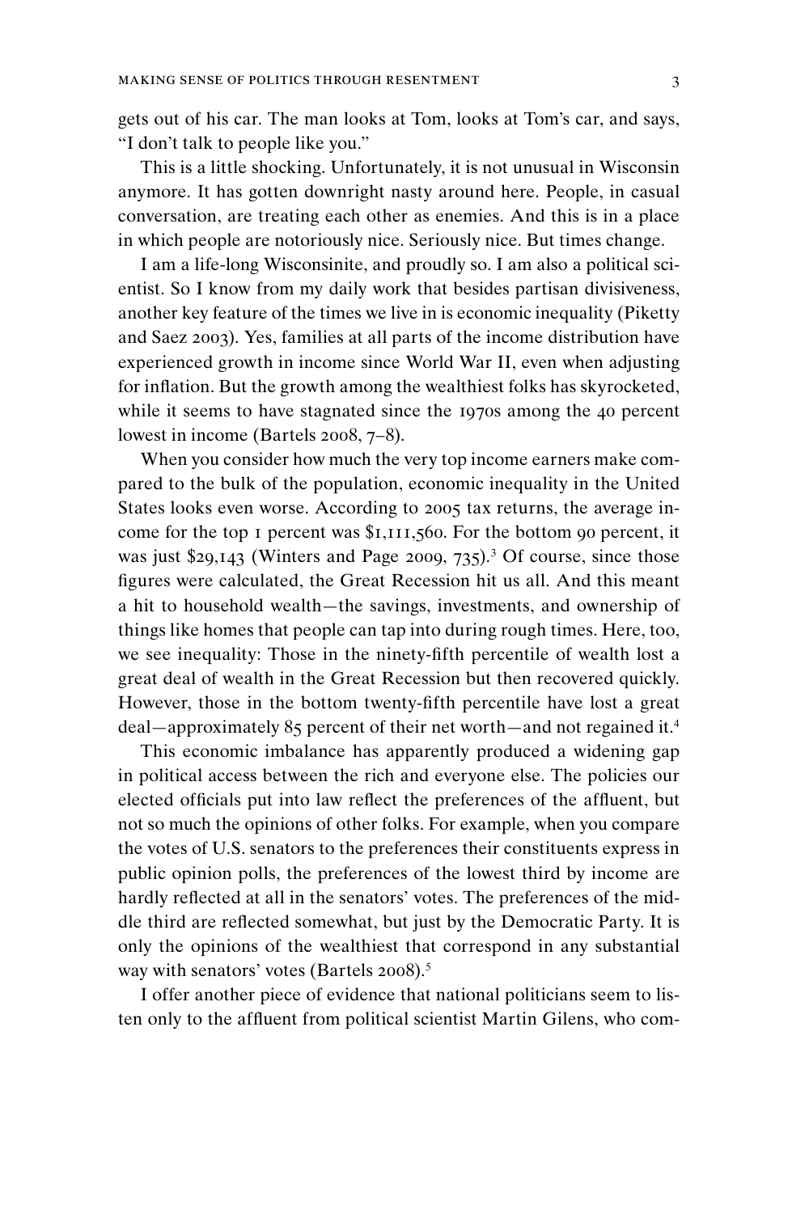gets out of his car. The man looks at Tom, looks at Tom's car, and says, "I don't talk to people like you."

This is a little shocking. Unfortunately, it is not unusual in Wisconsin anymore. It has gotten downright nasty around here. People, in casual conversation, are treating each other as enemies. And this is in a place in which people are notoriously nice. Seriously nice. But times change.

I am a life-long Wisconsinite, and proudly so. I am also a political scientist. So I know from my daily work that besides partisan divisiveness, another key feature of the times we live in is economic inequality (Piketty and Saez 2003). Yes, families at all parts of the income distribution have experienced growth in income since World War II, even when adjusting for inflation. But the growth among the wealthiest folks has skyrocketed, while it seems to have stagnated since the 1970s among the 40 percent lowest in income (Bartels 2008, 7–8).

When you consider how much the very top income earners make compared to the bulk of the population, economic inequality in the United States looks even worse. According to 2005 tax returns, the average income for the top 1 percent was $1,111,560. For the bottom 90 percent, it was just $29,143 (Winters and Page 2009, 735).[3] Of course, since those figures were calculated, the Great Recession hit us all. And this meant a hit to household wealth—the savings, investments, and ownership of things like homes that people can tap into during rough times. Here, too, we see inequality: Those in the ninety-fifth percentile of wealth lost a great deal of wealth in the Great Recession but then recovered quickly. However, those in the bottom twenty-fifth percentile have lost a great deal—approximately 85 percent of their net worth—and not regained it.[4]

This economic imbalance has apparently produced a widening gap in political access between the rich and everyone else. The policies our elected officials put into law reflect the preferences of the affluent, but not so much the opinions of other folks. For example, when you compare the votes of U.S. senators to the preferences their constituents express in public opinion polls, the preferences of the lowest third by income are hardly reflected at all in the senators' votes. The preferences of the middle third are reflected somewhat, but just by the Democratic Party. It is only the opinions of the wealthiest that correspond in any substantial way with senators' votes (Bartels 2008).[5]

I offer another piece of evidence that national politicians seem to listen only to the affluent from political scientist Martin Gilens, who com-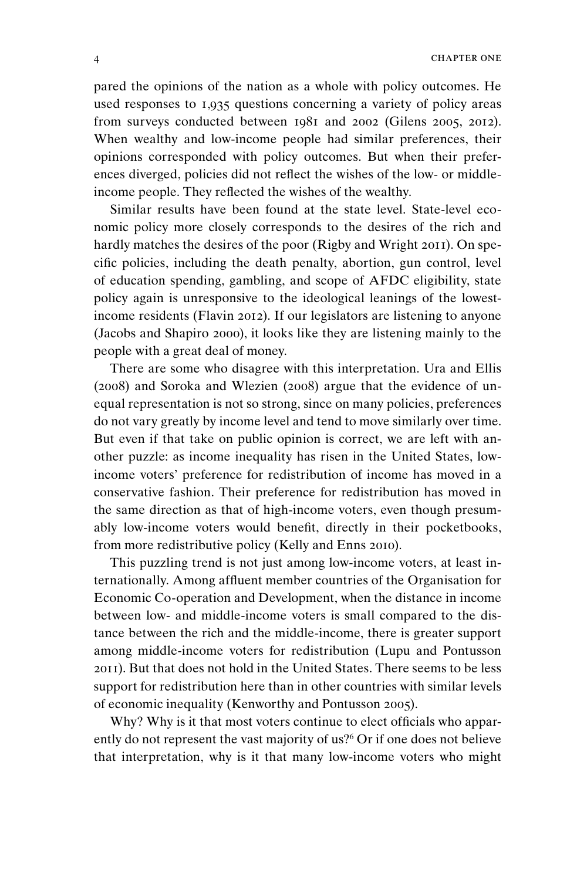pared the opinions of the nation as a whole with policy outcomes. He used responses to 1,935 questions concerning a variety of policy areas from surveys conducted between 1981 and 2002 (Gilens 2005, 2012). When wealthy and low-income people had similar preferences, their opinions corresponded with policy outcomes. But when their preferences diverged, policies did not reflect the wishes of the low- or middle-income people. They reflected the wishes of the wealthy.

Similar results have been found at the state level. State-level economic policy more closely corresponds to the desires of the rich and hardly matches the desires of the poor (Rigby and Wright 2011). On specific policies, including the death penalty, abortion, gun control, level of education spending, gambling, and scope of AFDC eligibility, state policy again is unresponsive to the ideological leanings of the lowest-income residents (Flavin 2012). If our legislators are listening to anyone (Jacobs and Shapiro 2000), it looks like they are listening mainly to the people with a great deal of money.

There are some who disagree with this interpretation. Ura and Ellis (2008) and Soroka and Wlezien (2008) argue that the evidence of unequal representation is not so strong, since on many policies, preferences do not vary greatly by income level and tend to move similarly over time. But even if that take on public opinion is correct, we are left with another puzzle: as income inequality has risen in the United States, low-income voters' preference for redistribution of income has moved in a conservative fashion. Their preference for redistribution has moved in the same direction as that of high-income voters, even though presumably low-income voters would benefit, directly in their pocketbooks, from more redistributive policy (Kelly and Enns 2010).

This puzzling trend is not just among low-income voters, at least internationally. Among affluent member countries of the Organisation for Economic Co-operation and Development, when the distance in income between low- and middle-income voters is small compared to the distance between the rich and the middle-income, there is greater support among middle-income voters for redistribution (Lupu and Pontusson 2011). But that does not hold in the United States. There seems to be less support for redistribution here than in other countries with similar levels of economic inequality (Kenworthy and Pontusson 2005).

Why? Why is it that most voters continue to elect officials who apparently do not represent the vast majority of us?[6] Or if one does not believe that interpretation, why is it that many low-income voters who might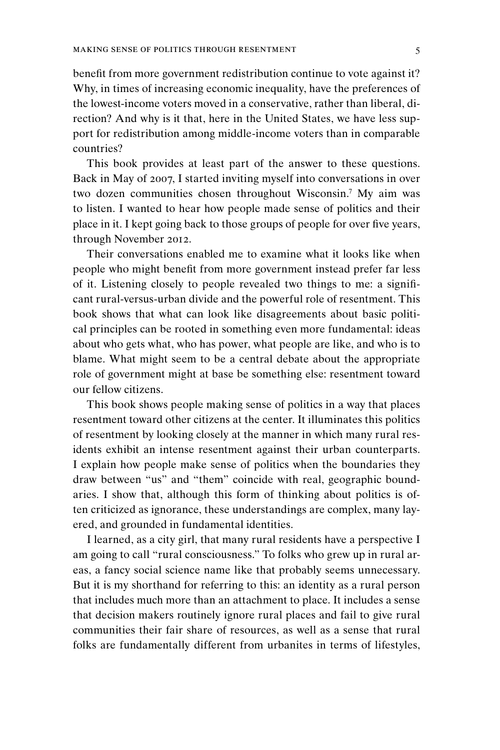benefit from more government redistribution continue to vote against it? Why, in times of increasing economic inequality, have the preferences of the lowest-income voters moved in a conservative, rather than liberal, direction? And why is it that, here in the United States, we have less support for redistribution among middle-income voters than in comparable countries?

This book provides at least part of the answer to these questions. Back in May of 2007, I started inviting myself into conversations in over two dozen communities chosen throughout Wisconsin.[7] My aim was to listen. I wanted to hear how people made sense of politics and their place in it. I kept going back to those groups of people for over five years, through November 2012.

Their conversations enabled me to examine what it looks like when people who might benefit from more government instead prefer far less of it. Listening closely to people revealed two things to me: a significant rural-versus-urban divide and the powerful role of resentment. This book shows that what can look like disagreements about basic political principles can be rooted in something even more fundamental: ideas about who gets what, who has power, what people are like, and who is to blame. What might seem to be a central debate about the appropriate role of government might at base be something else: resentment toward our fellow citizens.

This book shows people making sense of politics in a way that places resentment toward other citizens at the center. It illuminates this politics of resentment by looking closely at the manner in which many rural residents exhibit an intense resentment against their urban counterparts. I explain how people make sense of politics when the boundaries they draw between "us" and "them" coincide with real, geographic boundaries. I show that, although this form of thinking about politics is often criticized as ignorance, these understandings are complex, many layered, and grounded in fundamental identities.

I learned, as a city girl, that many rural residents have a perspective I am going to call "rural consciousness." To folks who grew up in rural areas, a fancy social science name like that probably seems unnecessary. But it is my shorthand for referring to this: an identity as a rural person that includes much more than an attachment to place. It includes a sense that decision makers routinely ignore rural places and fail to give rural communities their fair share of resources, as well as a sense that rural folks are fundamentally different from urbanites in terms of lifestyles,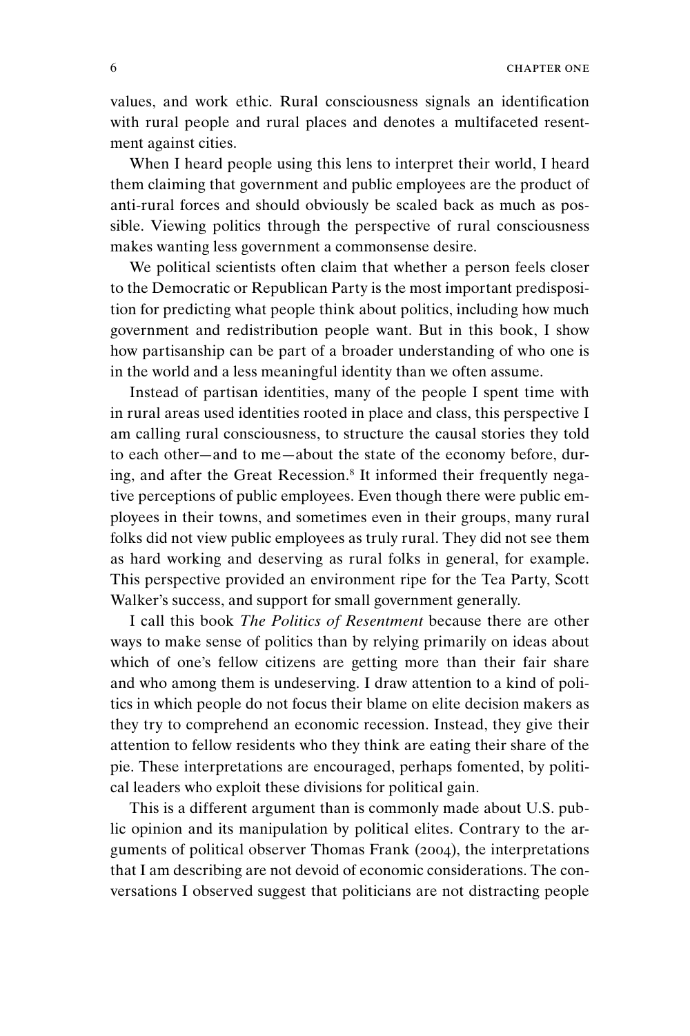values, and work ethic. Rural consciousness signals an identification with rural people and rural places and denotes a multifaceted resentment against cities.

When I heard people using this lens to interpret their world, I heard them claiming that government and public employees are the product of anti-rural forces and should obviously be scaled back as much as possible. Viewing politics through the perspective of rural consciousness makes wanting less government a commonsense desire.

We political scientists often claim that whether a person feels closer to the Democratic or Republican Party is the most important predisposition for predicting what people think about politics, including how much government and redistribution people want. But in this book, I show how partisanship can be part of a broader understanding of who one is in the world and a less meaningful identity than we often assume.

Instead of partisan identities, many of the people I spent time with in rural areas used identities rooted in place and class, this perspective I am calling rural consciousness, to structure the causal stories they told to each other—and to me—about the state of the economy before, during, and after the Great Recession.[8] It informed their frequently negative perceptions of public employees. Even though there were public employees in their towns, and sometimes even in their groups, many rural folks did not view public employees as truly rural. They did not see them as hard working and deserving as rural folks in general, for example. This perspective provided an environment ripe for the Tea Party, Scott Walker's success, and support for small government generally.

I call this book *The Politics of Resentment* because there are other ways to make sense of politics than by relying primarily on ideas about which of one's fellow citizens are getting more than their fair share and who among them is undeserving. I draw attention to a kind of politics in which people do not focus their blame on elite decision makers as they try to comprehend an economic recession. Instead, they give their attention to fellow residents who they think are eating their share of the pie. These interpretations are encouraged, perhaps fomented, by political leaders who exploit these divisions for political gain.

This is a different argument than is commonly made about U.S. public opinion and its manipulation by political elites. Contrary to the arguments of political observer Thomas Frank (2004), the interpretations that I am describing are not devoid of economic considerations. The conversations I observed suggest that politicians are not distracting people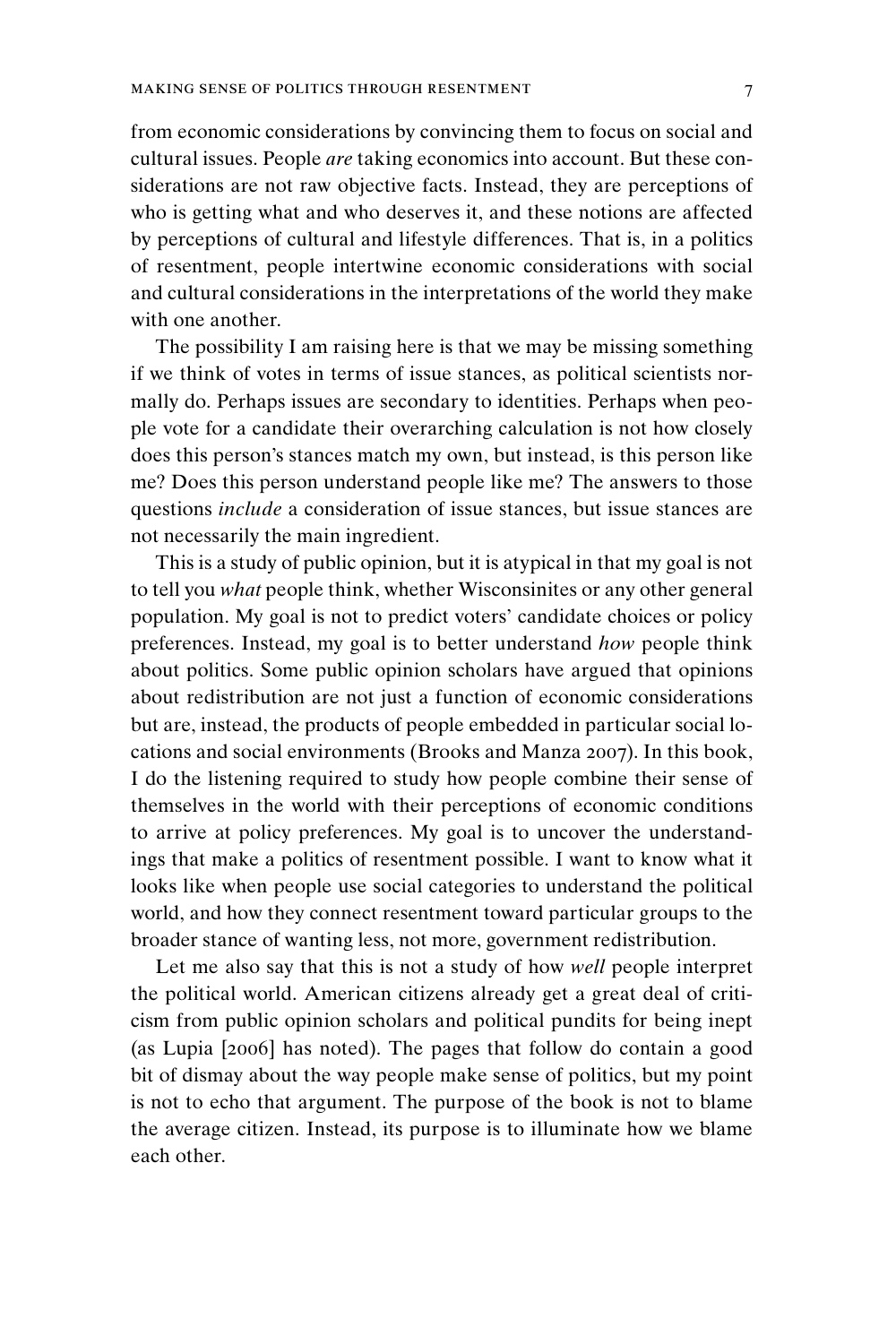from economic considerations by convincing them to focus on social and cultural issues. People *are* taking economics into account. But these considerations are not raw objective facts. Instead, they are perceptions of who is getting what and who deserves it, and these notions are affected by perceptions of cultural and lifestyle differences. That is, in a politics of resentment, people intertwine economic considerations with social and cultural considerations in the interpretations of the world they make with one another.

The possibility I am raising here is that we may be missing something if we think of votes in terms of issue stances, as political scientists normally do. Perhaps issues are secondary to identities. Perhaps when people vote for a candidate their overarching calculation is not how closely does this person's stances match my own, but instead, is this person like me? Does this person understand people like me? The answers to those questions *include* a consideration of issue stances, but issue stances are not necessarily the main ingredient.

This is a study of public opinion, but it is atypical in that my goal is not to tell you *what* people think, whether Wisconsinites or any other general population. My goal is not to predict voters' candidate choices or policy preferences. Instead, my goal is to better understand *how* people think about politics. Some public opinion scholars have argued that opinions about redistribution are not just a function of economic considerations but are, instead, the products of people embedded in particular social locations and social environments (Brooks and Manza 2007). In this book, I do the listening required to study how people combine their sense of themselves in the world with their perceptions of economic conditions to arrive at policy preferences. My goal is to uncover the understandings that make a politics of resentment possible. I want to know what it looks like when people use social categories to understand the political world, and how they connect resentment toward particular groups to the broader stance of wanting less, not more, government redistribution.

Let me also say that this is not a study of how *well* people interpret the political world. American citizens already get a great deal of criticism from public opinion scholars and political pundits for being inept (as Lupia [2006] has noted). The pages that follow do contain a good bit of dismay about the way people make sense of politics, but my point is not to echo that argument. The purpose of the book is not to blame the average citizen. Instead, its purpose is to illuminate how we blame each other.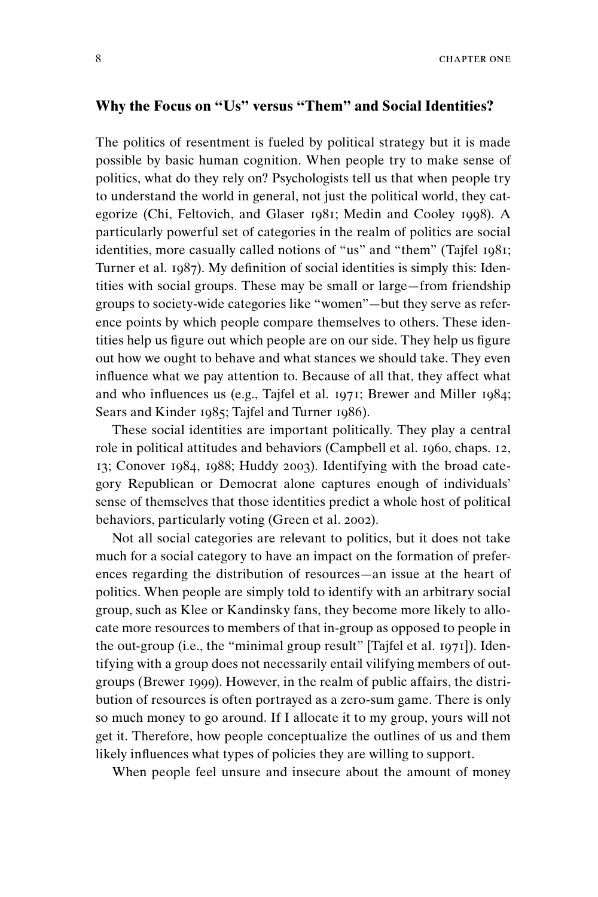## Why the Focus on "Us" versus "Them" and Social Identities?

The politics of resentment is fueled by political strategy but it is made possible by basic human cognition. When people try to make sense of politics, what do they rely on? Psychologists tell us that when people try to understand the world in general, not just the political world, they categorize (Chi, Feltovich, and Glaser 1981; Medin and Cooley 1998). A particularly powerful set of categories in the realm of politics are social identities, more casually called notions of "us" and "them" (Tajfel 1981; Turner et al. 1987). My definition of social identities is simply this: Identities with social groups. These may be small or large—from friendship groups to society-wide categories like "women"—but they serve as reference points by which people compare themselves to others. These identities help us figure out which people are on our side. They help us figure out how we ought to behave and what stances we should take. They even influence what we pay attention to. Because of all that, they affect what and who influences us (e.g., Tajfel et al. 1971; Brewer and Miller 1984; Sears and Kinder 1985; Tajfel and Turner 1986).

These social identities are important politically. They play a central role in political attitudes and behaviors (Campbell et al. 1960, chaps. 12, 13; Conover 1984, 1988; Huddy 2003). Identifying with the broad category Republican or Democrat alone captures enough of individuals' sense of themselves that those identities predict a whole host of political behaviors, particularly voting (Green et al. 2002).

Not all social categories are relevant to politics, but it does not take much for a social category to have an impact on the formation of preferences regarding the distribution of resources—an issue at the heart of politics. When people are simply told to identify with an arbitrary social group, such as Klee or Kandinsky fans, they become more likely to allocate more resources to members of that in-group as opposed to people in the out-group (i.e., the "minimal group result" [Tajfel et al. 1971]). Identifying with a group does not necessarily entail vilifying members of outgroups (Brewer 1999). However, in the realm of public affairs, the distribution of resources is often portrayed as a zero-sum game. There is only so much money to go around. If I allocate it to my group, yours will not get it. Therefore, how people conceptualize the outlines of us and them likely influences what types of policies they are willing to support.

When people feel unsure and insecure about the amount of money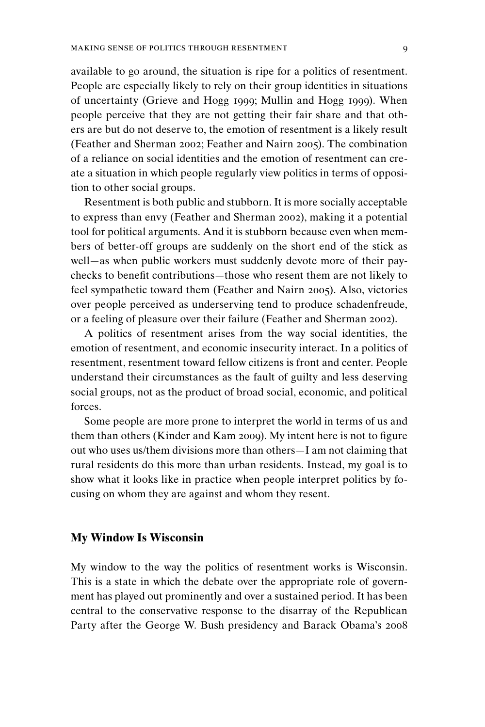available to go around, the situation is ripe for a politics of resentment. People are especially likely to rely on their group identities in situations of uncertainty (Grieve and Hogg 1999; Mullin and Hogg 1999). When people perceive that they are not getting their fair share and that others are but do not deserve to, the emotion of resentment is a likely result (Feather and Sherman 2002; Feather and Nairn 2005). The combination of a reliance on social identities and the emotion of resentment can create a situation in which people regularly view politics in terms of opposition to other social groups.

Resentment is both public and stubborn. It is more socially acceptable to express than envy (Feather and Sherman 2002), making it a potential tool for political arguments. And it is stubborn because even when members of better-off groups are suddenly on the short end of the stick as well—as when public workers must suddenly devote more of their paychecks to benefit contributions—those who resent them are not likely to feel sympathetic toward them (Feather and Nairn 2005). Also, victories over people perceived as underserving tend to produce schadenfreude, or a feeling of pleasure over their failure (Feather and Sherman 2002).

A politics of resentment arises from the way social identities, the emotion of resentment, and economic insecurity interact. In a politics of resentment, resentment toward fellow citizens is front and center. People understand their circumstances as the fault of guilty and less deserving social groups, not as the product of broad social, economic, and political forces.

Some people are more prone to interpret the world in terms of us and them than others (Kinder and Kam 2009). My intent here is not to figure out who uses us/them divisions more than others—I am not claiming that rural residents do this more than urban residents. Instead, my goal is to show what it looks like in practice when people interpret politics by focusing on whom they are against and whom they resent.

## My Window Is Wisconsin

My window to the way the politics of resentment works is Wisconsin. This is a state in which the debate over the appropriate role of government has played out prominently and over a sustained period. It has been central to the conservative response to the disarray of the Republican Party after the George W. Bush presidency and Barack Obama's 2008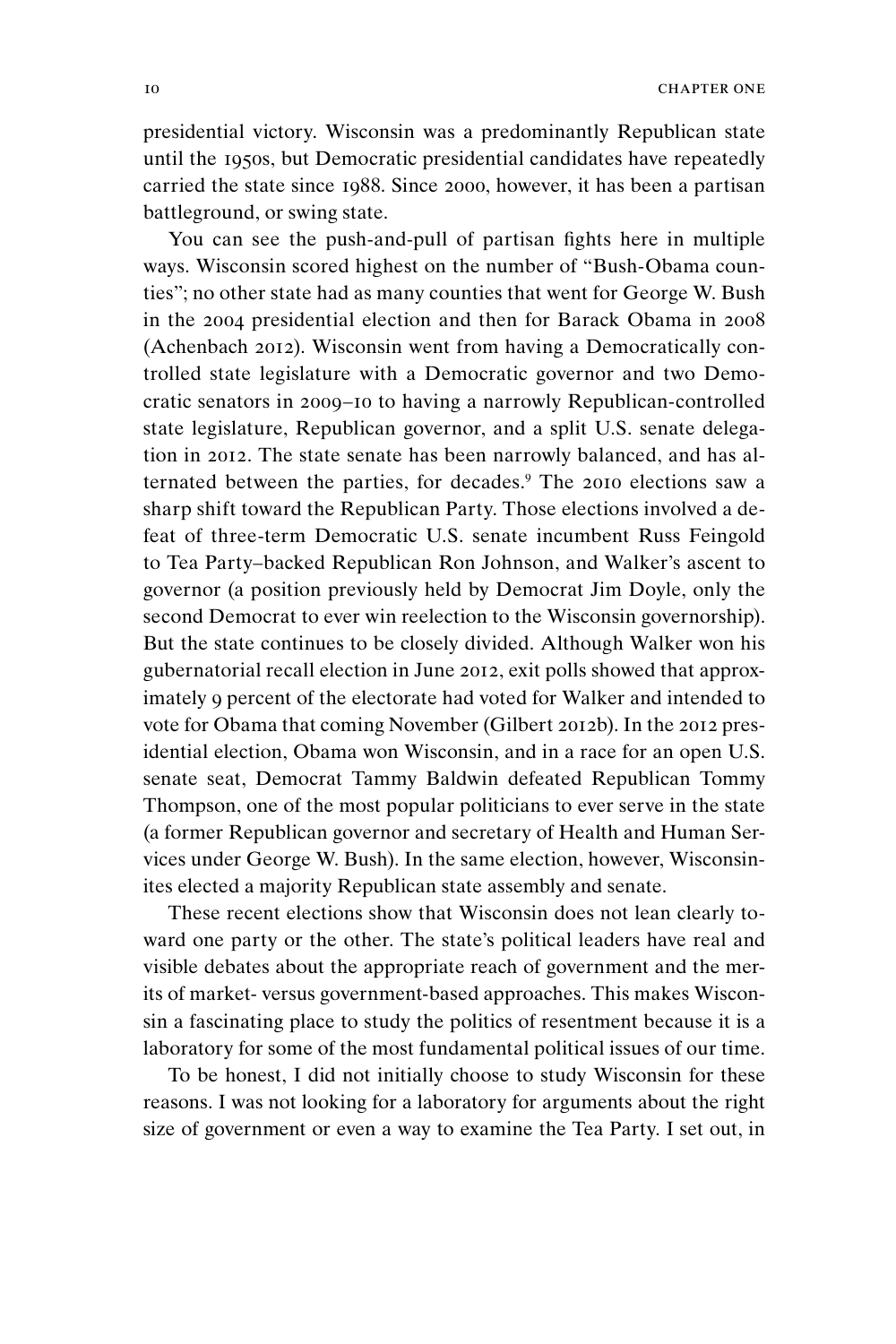presidential victory. Wisconsin was a predominantly Republican state until the 1950s, but Democratic presidential candidates have repeatedly carried the state since 1988. Since 2000, however, it has been a partisan battleground, or swing state.

You can see the push-and-pull of partisan fights here in multiple ways. Wisconsin scored highest on the number of "Bush-Obama counties"; no other state had as many counties that went for George W. Bush in the 2004 presidential election and then for Barack Obama in 2008 (Achenbach 2012). Wisconsin went from having a Democratically controlled state legislature with a Democratic governor and two Democratic senators in 2009–10 to having a narrowly Republican-controlled state legislature, Republican governor, and a split U.S. senate delegation in 2012. The state senate has been narrowly balanced, and has alternated between the parties, for decades.[9] The 2010 elections saw a sharp shift toward the Republican Party. Those elections involved a defeat of three-term Democratic U.S. senate incumbent Russ Feingold to Tea Party–backed Republican Ron Johnson, and Walker's ascent to governor (a position previously held by Democrat Jim Doyle, only the second Democrat to ever win reelection to the Wisconsin governorship). But the state continues to be closely divided. Although Walker won his gubernatorial recall election in June 2012, exit polls showed that approximately 9 percent of the electorate had voted for Walker and intended to vote for Obama that coming November (Gilbert 2012b). In the 2012 presidential election, Obama won Wisconsin, and in a race for an open U.S. senate seat, Democrat Tammy Baldwin defeated Republican Tommy Thompson, one of the most popular politicians to ever serve in the state (a former Republican governor and secretary of Health and Human Services under George W. Bush). In the same election, however, Wisconsinites elected a majority Republican state assembly and senate.

These recent elections show that Wisconsin does not lean clearly toward one party or the other. The state's political leaders have real and visible debates about the appropriate reach of government and the merits of market- versus government-based approaches. This makes Wisconsin a fascinating place to study the politics of resentment because it is a laboratory for some of the most fundamental political issues of our time.

To be honest, I did not initially choose to study Wisconsin for these reasons. I was not looking for a laboratory for arguments about the right size of government or even a way to examine the Tea Party. I set out, in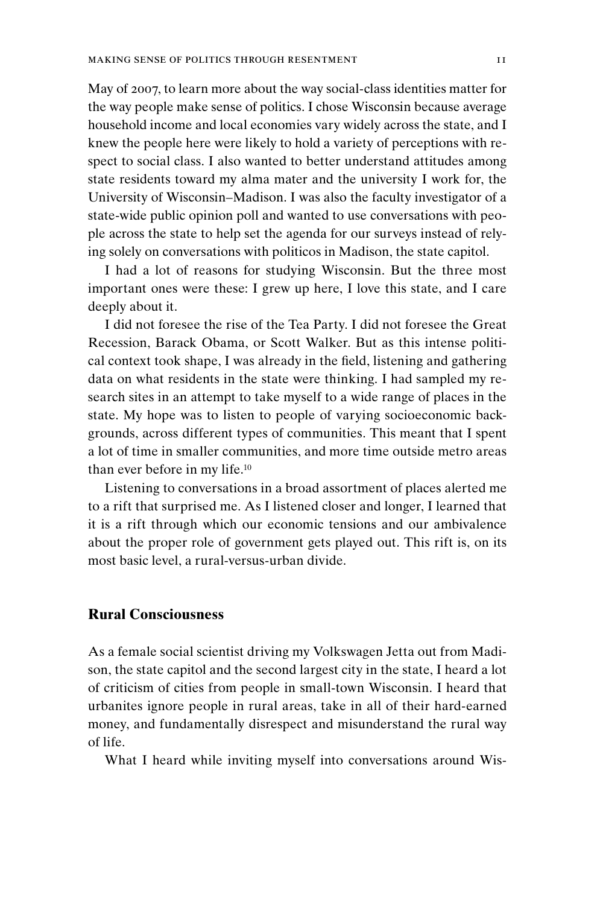May of 2007, to learn more about the way social-class identities matter for the way people make sense of politics. I chose Wisconsin because average household income and local economies vary widely across the state, and I knew the people here were likely to hold a variety of perceptions with respect to social class. I also wanted to better understand attitudes among state residents toward my alma mater and the university I work for, the University of Wisconsin–Madison. I was also the faculty investigator of a state-wide public opinion poll and wanted to use conversations with people across the state to help set the agenda for our surveys instead of relying solely on conversations with politicos in Madison, the state capitol.

I had a lot of reasons for studying Wisconsin. But the three most important ones were these: I grew up here, I love this state, and I care deeply about it.

I did not foresee the rise of the Tea Party. I did not foresee the Great Recession, Barack Obama, or Scott Walker. But as this intense political context took shape, I was already in the field, listening and gathering data on what residents in the state were thinking. I had sampled my research sites in an attempt to take myself to a wide range of places in the state. My hope was to listen to people of varying socioeconomic backgrounds, across different types of communities. This meant that I spent a lot of time in smaller communities, and more time outside metro areas than ever before in my life.[10]

Listening to conversations in a broad assortment of places alerted me to a rift that surprised me. As I listened closer and longer, I learned that it is a rift through which our economic tensions and our ambivalence about the proper role of government gets played out. This rift is, on its most basic level, a rural-versus-urban divide.

## Rural Consciousness

As a female social scientist driving my Volkswagen Jetta out from Madison, the state capitol and the second largest city in the state, I heard a lot of criticism of cities from people in small-town Wisconsin. I heard that urbanites ignore people in rural areas, take in all of their hard-earned money, and fundamentally disrespect and misunderstand the rural way of life.

What I heard while inviting myself into conversations around Wis-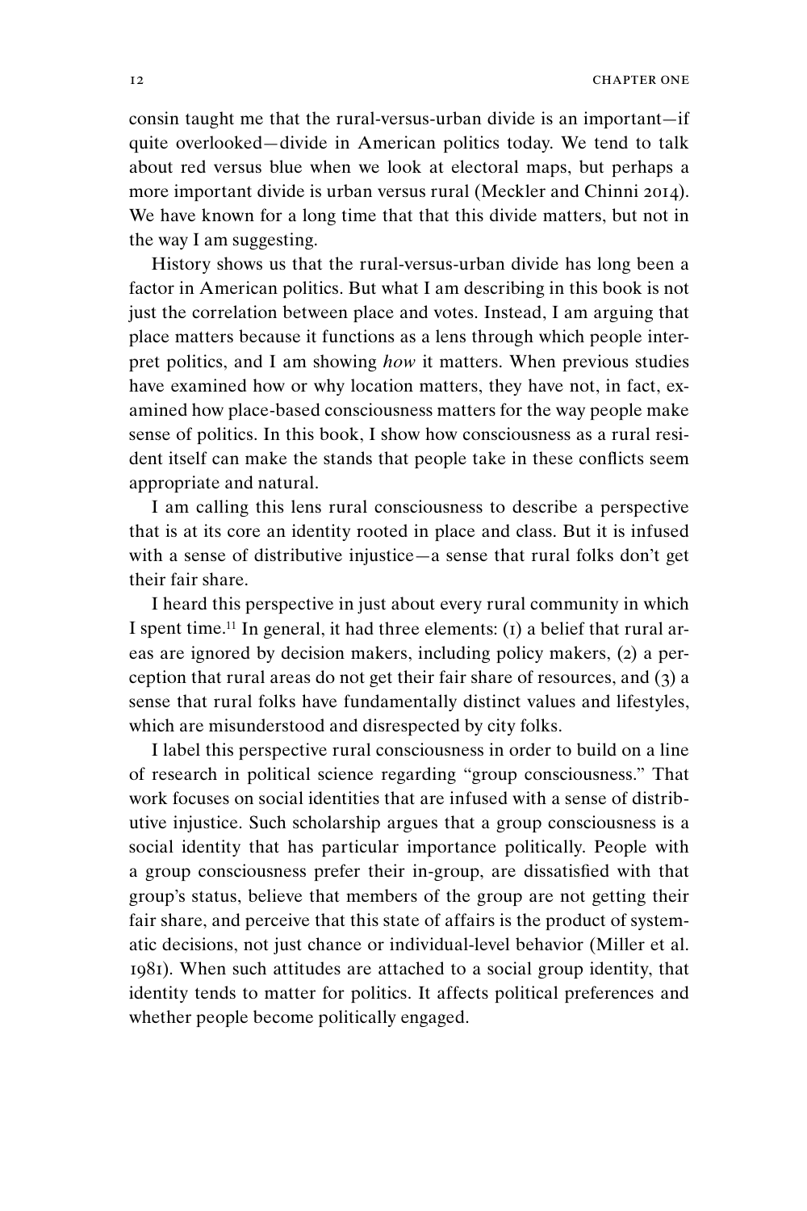consin taught me that the rural-versus-urban divide is an important—if quite overlooked—divide in American politics today. We tend to talk about red versus blue when we look at electoral maps, but perhaps a more important divide is urban versus rural (Meckler and Chinni 2014). We have known for a long time that that this divide matters, but not in the way I am suggesting.

History shows us that the rural-versus-urban divide has long been a factor in American politics. But what I am describing in this book is not just the correlation between place and votes. Instead, I am arguing that place matters because it functions as a lens through which people interpret politics, and I am showing *how* it matters. When previous studies have examined how or why location matters, they have not, in fact, examined how place-based consciousness matters for the way people make sense of politics. In this book, I show how consciousness as a rural resident itself can make the stands that people take in these conflicts seem appropriate and natural.

I am calling this lens rural consciousness to describe a perspective that is at its core an identity rooted in place and class. But it is infused with a sense of distributive injustice—a sense that rural folks don't get their fair share.

I heard this perspective in just about every rural community in which I spent time.[11] In general, it had three elements: (1) a belief that rural areas are ignored by decision makers, including policy makers, (2) a perception that rural areas do not get their fair share of resources, and (3) a sense that rural folks have fundamentally distinct values and lifestyles, which are misunderstood and disrespected by city folks.

I label this perspective rural consciousness in order to build on a line of research in political science regarding "group consciousness." That work focuses on social identities that are infused with a sense of distributive injustice. Such scholarship argues that a group consciousness is a social identity that has particular importance politically. People with a group consciousness prefer their in-group, are dissatisfied with that group's status, believe that members of the group are not getting their fair share, and perceive that this state of affairs is the product of systematic decisions, not just chance or individual-level behavior (Miller et al. 1981). When such attitudes are attached to a social group identity, that identity tends to matter for politics. It affects political preferences and whether people become politically engaged.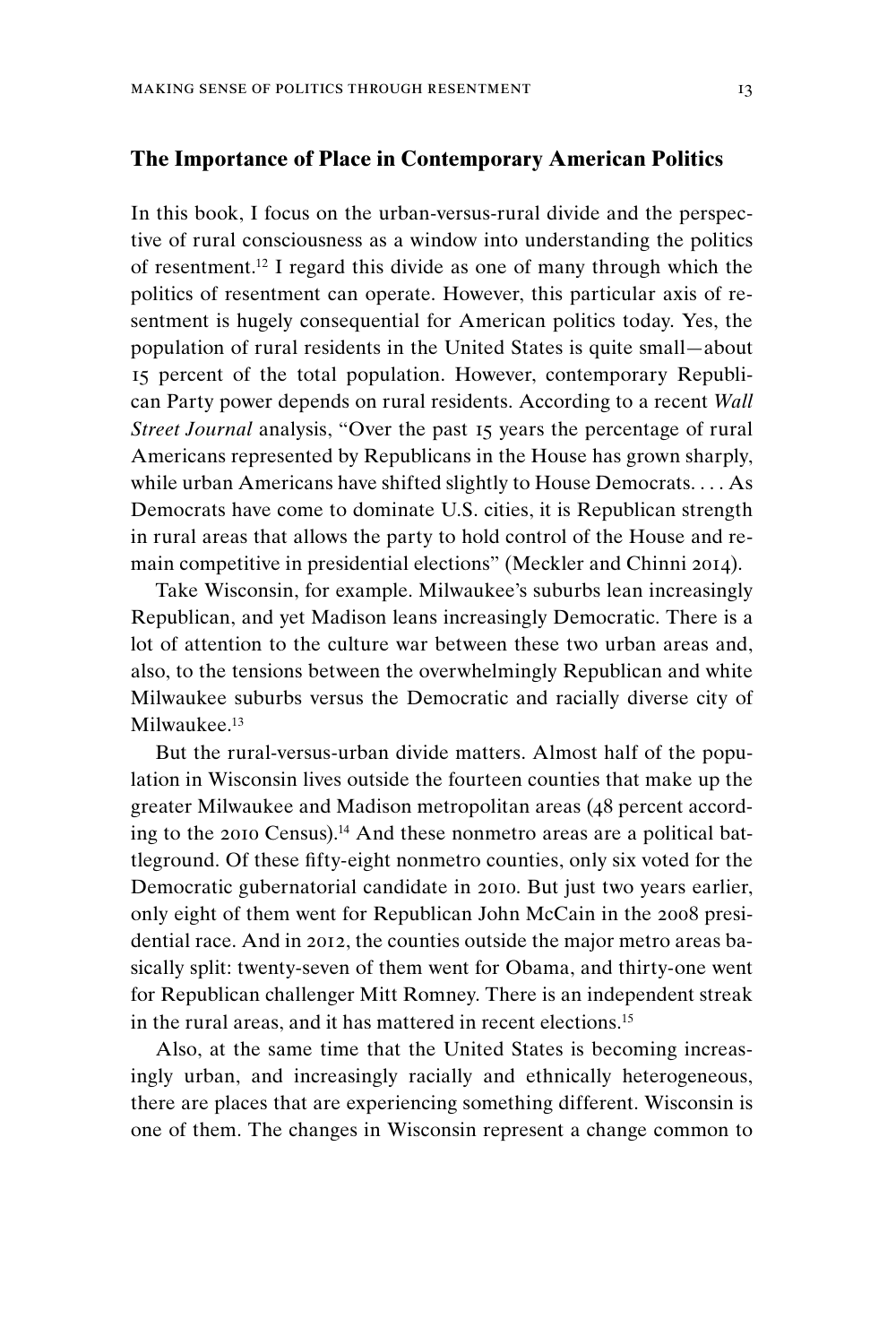## The Importance of Place in Contemporary American Politics

In this book, I focus on the urban-versus-rural divide and the perspective of rural consciousness as a window into understanding the politics of resentment.[12] I regard this divide as one of many through which the politics of resentment can operate. However, this particular axis of resentment is hugely consequential for American politics today. Yes, the population of rural residents in the United States is quite small—about 15 percent of the total population. However, contemporary Republican Party power depends on rural residents. According to a recent *Wall Street Journal* analysis, "Over the past 15 years the percentage of rural Americans represented by Republicans in the House has grown sharply, while urban Americans have shifted slightly to House Democrats. . . . As Democrats have come to dominate U.S. cities, it is Republican strength in rural areas that allows the party to hold control of the House and remain competitive in presidential elections" (Meckler and Chinni 2014).

Take Wisconsin, for example. Milwaukee's suburbs lean increasingly Republican, and yet Madison leans increasingly Democratic. There is a lot of attention to the culture war between these two urban areas and, also, to the tensions between the overwhelmingly Republican and white Milwaukee suburbs versus the Democratic and racially diverse city of Milwaukee.[13]

But the rural-versus-urban divide matters. Almost half of the population in Wisconsin lives outside the fourteen counties that make up the greater Milwaukee and Madison metropolitan areas (48 percent according to the 2010 Census).[14] And these nonmetro areas are a political battleground. Of these fifty-eight nonmetro counties, only six voted for the Democratic gubernatorial candidate in 2010. But just two years earlier, only eight of them went for Republican John McCain in the 2008 presidential race. And in 2012, the counties outside the major metro areas basically split: twenty-seven of them went for Obama, and thirty-one went for Republican challenger Mitt Romney. There is an independent streak in the rural areas, and it has mattered in recent elections.[15]

Also, at the same time that the United States is becoming increasingly urban, and increasingly racially and ethnically heterogeneous, there are places that are experiencing something different. Wisconsin is one of them. The changes in Wisconsin represent a change common to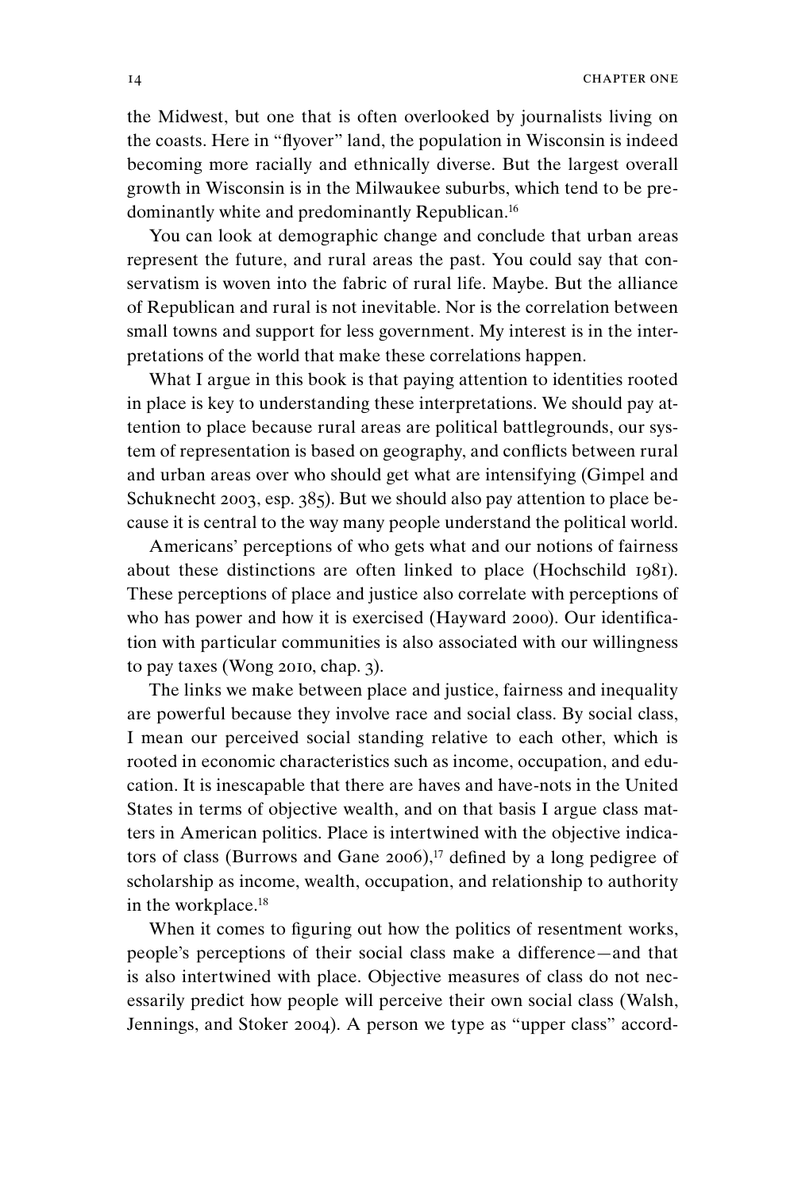the Midwest, but one that is often overlooked by journalists living on the coasts. Here in "flyover" land, the population in Wisconsin is indeed becoming more racially and ethnically diverse. But the largest overall growth in Wisconsin is in the Milwaukee suburbs, which tend to be predominantly white and predominantly Republican.[16]

You can look at demographic change and conclude that urban areas represent the future, and rural areas the past. You could say that conservatism is woven into the fabric of rural life. Maybe. But the alliance of Republican and rural is not inevitable. Nor is the correlation between small towns and support for less government. My interest is in the interpretations of the world that make these correlations happen.

What I argue in this book is that paying attention to identities rooted in place is key to understanding these interpretations. We should pay attention to place because rural areas are political battlegrounds, our system of representation is based on geography, and conflicts between rural and urban areas over who should get what are intensifying (Gimpel and Schuknecht 2003, esp. 385). But we should also pay attention to place because it is central to the way many people understand the political world.

Americans' perceptions of who gets what and our notions of fairness about these distinctions are often linked to place (Hochschild 1981). These perceptions of place and justice also correlate with perceptions of who has power and how it is exercised (Hayward 2000). Our identification with particular communities is also associated with our willingness to pay taxes (Wong 2010, chap. 3).

The links we make between place and justice, fairness and inequality are powerful because they involve race and social class. By social class, I mean our perceived social standing relative to each other, which is rooted in economic characteristics such as income, occupation, and education. It is inescapable that there are haves and have-nots in the United States in terms of objective wealth, and on that basis I argue class matters in American politics. Place is intertwined with the objective indicators of class (Burrows and Gane 2006),[17] defined by a long pedigree of scholarship as income, wealth, occupation, and relationship to authority in the workplace.[18]

When it comes to figuring out how the politics of resentment works, people's perceptions of their social class make a difference—and that is also intertwined with place. Objective measures of class do not necessarily predict how people will perceive their own social class (Walsh, Jennings, and Stoker 2004). A person we type as "upper class" accord-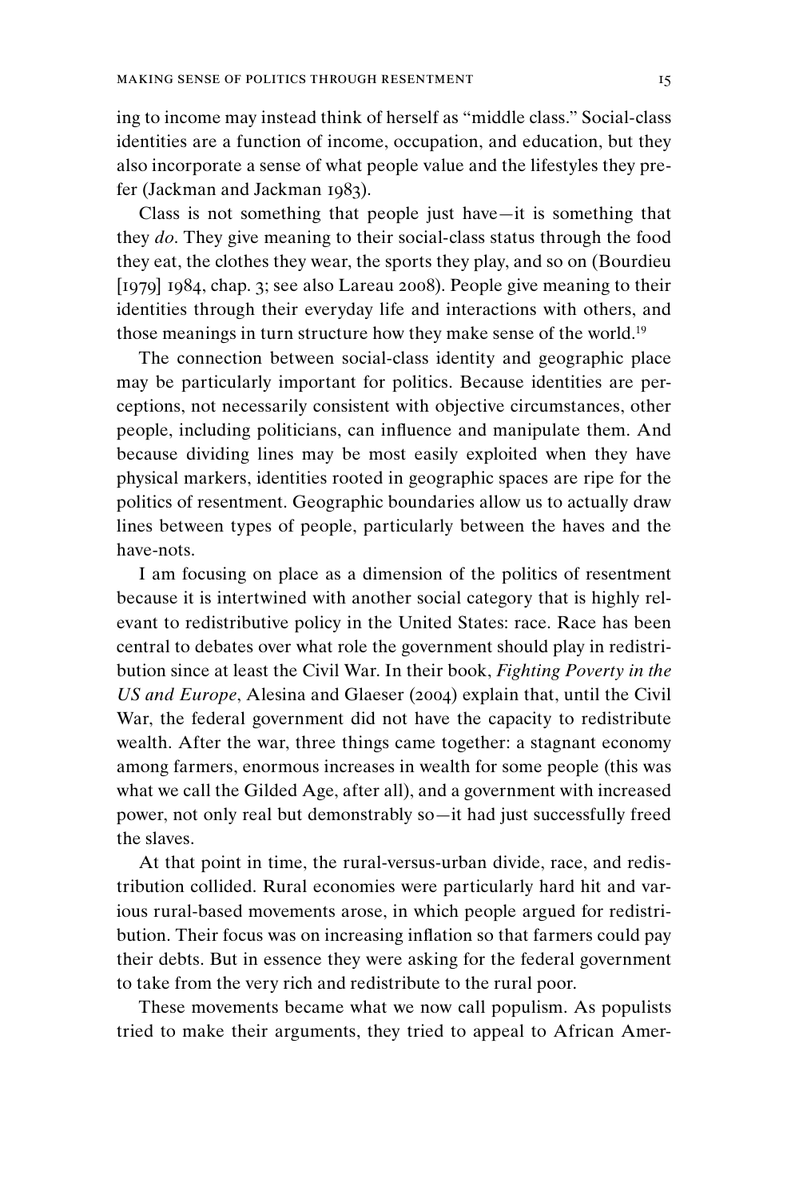ing to income may instead think of herself as "middle class." Social-class identities are a function of income, occupation, and education, but they also incorporate a sense of what people value and the lifestyles they prefer (Jackman and Jackman 1983).

Class is not something that people just have—it is something that they *do*. They give meaning to their social-class status through the food they eat, the clothes they wear, the sports they play, and so on (Bourdieu [1979] 1984, chap. 3; see also Lareau 2008). People give meaning to their identities through their everyday life and interactions with others, and those meanings in turn structure how they make sense of the world.[19]

The connection between social-class identity and geographic place may be particularly important for politics. Because identities are perceptions, not necessarily consistent with objective circumstances, other people, including politicians, can influence and manipulate them. And because dividing lines may be most easily exploited when they have physical markers, identities rooted in geographic spaces are ripe for the politics of resentment. Geographic boundaries allow us to actually draw lines between types of people, particularly between the haves and the have-nots.

I am focusing on place as a dimension of the politics of resentment because it is intertwined with another social category that is highly relevant to redistributive policy in the United States: race. Race has been central to debates over what role the government should play in redistribution since at least the Civil War. In their book, *Fighting Poverty in the US and Europe*, Alesina and Glaeser (2004) explain that, until the Civil War, the federal government did not have the capacity to redistribute wealth. After the war, three things came together: a stagnant economy among farmers, enormous increases in wealth for some people (this was what we call the Gilded Age, after all), and a government with increased power, not only real but demonstrably so—it had just successfully freed the slaves.

At that point in time, the rural-versus-urban divide, race, and redistribution collided. Rural economies were particularly hard hit and various rural-based movements arose, in which people argued for redistribution. Their focus was on increasing inflation so that farmers could pay their debts. But in essence they were asking for the federal government to take from the very rich and redistribute to the rural poor.

These movements became what we now call populism. As populists tried to make their arguments, they tried to appeal to African Amer-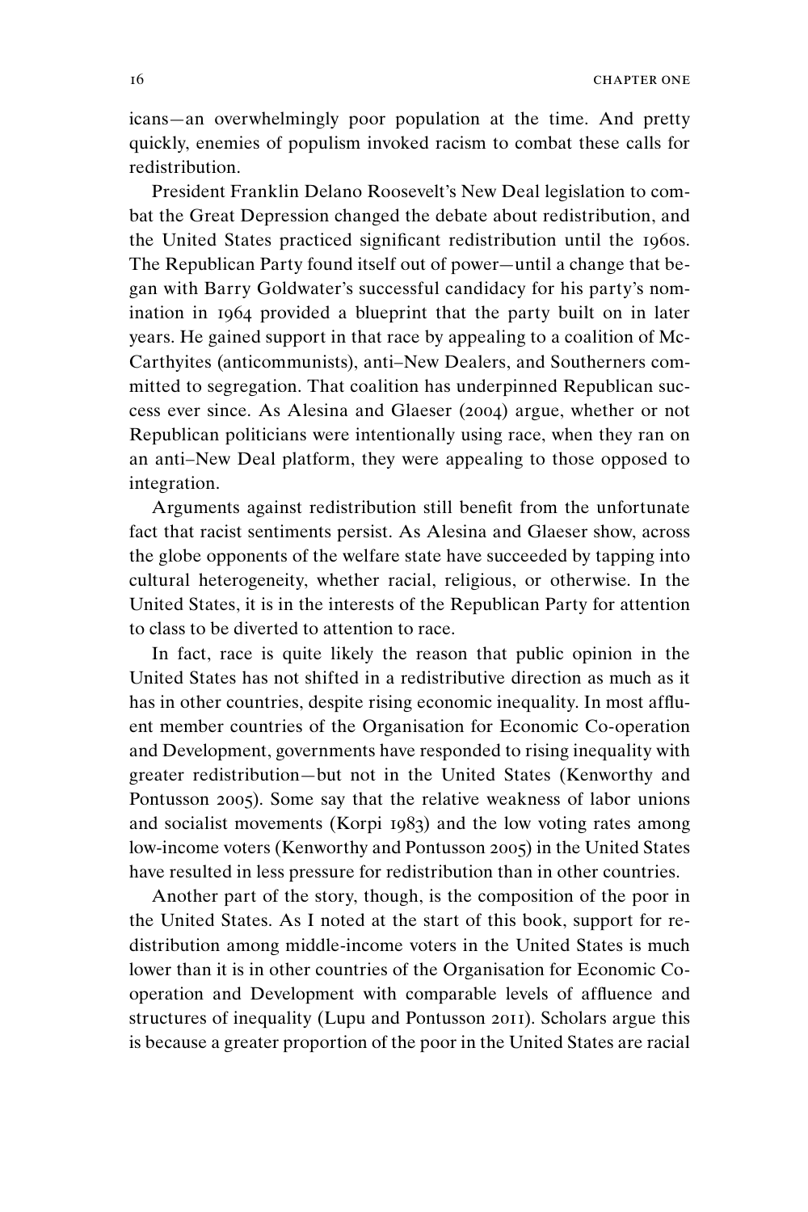icans—an overwhelmingly poor population at the time. And pretty quickly, enemies of populism invoked racism to combat these calls for redistribution.

President Franklin Delano Roosevelt's New Deal legislation to combat the Great Depression changed the debate about redistribution, and the United States practiced significant redistribution until the 1960s. The Republican Party found itself out of power—until a change that began with Barry Goldwater's successful candidacy for his party's nomination in 1964 provided a blueprint that the party built on in later years. He gained support in that race by appealing to a coalition of McCarthyites (anticommunists), anti–New Dealers, and Southerners committed to segregation. That coalition has underpinned Republican success ever since. As Alesina and Glaeser (2004) argue, whether or not Republican politicians were intentionally using race, when they ran on an anti–New Deal platform, they were appealing to those opposed to integration.

Arguments against redistribution still benefit from the unfortunate fact that racist sentiments persist. As Alesina and Glaeser show, across the globe opponents of the welfare state have succeeded by tapping into cultural heterogeneity, whether racial, religious, or otherwise. In the United States, it is in the interests of the Republican Party for attention to class to be diverted to attention to race.

In fact, race is quite likely the reason that public opinion in the United States has not shifted in a redistributive direction as much as it has in other countries, despite rising economic inequality. In most affluent member countries of the Organisation for Economic Co-operation and Development, governments have responded to rising inequality with greater redistribution—but not in the United States (Kenworthy and Pontusson 2005). Some say that the relative weakness of labor unions and socialist movements (Korpi 1983) and the low voting rates among low-income voters (Kenworthy and Pontusson 2005) in the United States have resulted in less pressure for redistribution than in other countries.

Another part of the story, though, is the composition of the poor in the United States. As I noted at the start of this book, support for redistribution among middle-income voters in the United States is much lower than it is in other countries of the Organisation for Economic Co-operation and Development with comparable levels of affluence and structures of inequality (Lupu and Pontusson 2011). Scholars argue this is because a greater proportion of the poor in the United States are racial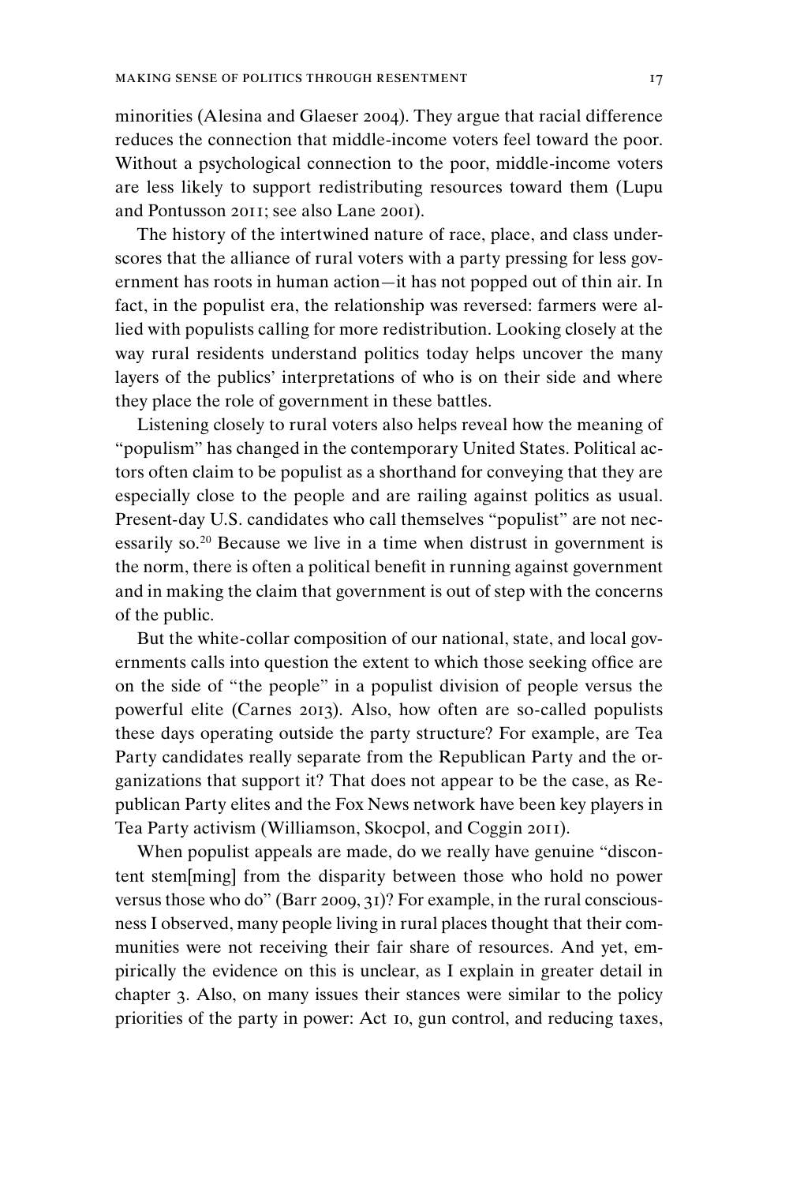minorities (Alesina and Glaeser 2004). They argue that racial difference reduces the connection that middle-income voters feel toward the poor. Without a psychological connection to the poor, middle-income voters are less likely to support redistributing resources toward them (Lupu and Pontusson 2011; see also Lane 2001).

The history of the intertwined nature of race, place, and class underscores that the alliance of rural voters with a party pressing for less government has roots in human action—it has not popped out of thin air. In fact, in the populist era, the relationship was reversed: farmers were allied with populists calling for more redistribution. Looking closely at the way rural residents understand politics today helps uncover the many layers of the publics' interpretations of who is on their side and where they place the role of government in these battles.

Listening closely to rural voters also helps reveal how the meaning of "populism" has changed in the contemporary United States. Political actors often claim to be populist as a shorthand for conveying that they are especially close to the people and are railing against politics as usual. Present-day U.S. candidates who call themselves "populist" are not necessarily so.[20] Because we live in a time when distrust in government is the norm, there is often a political benefit in running against government and in making the claim that government is out of step with the concerns of the public.

But the white-collar composition of our national, state, and local governments calls into question the extent to which those seeking office are on the side of "the people" in a populist division of people versus the powerful elite (Carnes 2013). Also, how often are so-called populists these days operating outside the party structure? For example, are Tea Party candidates really separate from the Republican Party and the organizations that support it? That does not appear to be the case, as Republican Party elites and the Fox News network have been key players in Tea Party activism (Williamson, Skocpol, and Coggin 2011).

When populist appeals are made, do we really have genuine "discontent stem[ming] from the disparity between those who hold no power versus those who do" (Barr 2009, 31)? For example, in the rural consciousness I observed, many people living in rural places thought that their communities were not receiving their fair share of resources. And yet, empirically the evidence on this is unclear, as I explain in greater detail in chapter 3. Also, on many issues their stances were similar to the policy priorities of the party in power: Act 10, gun control, and reducing taxes,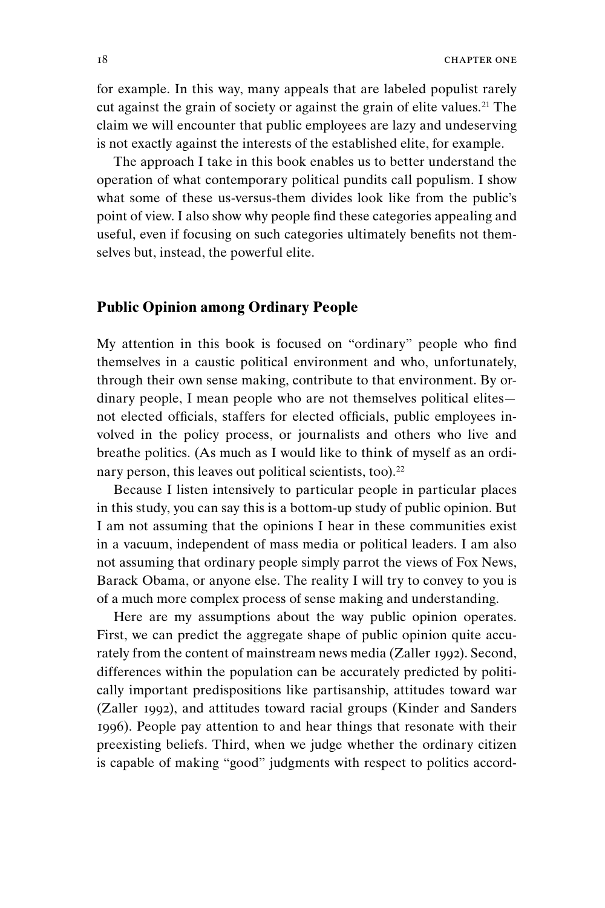for example. In this way, many appeals that are labeled populist rarely cut against the grain of society or against the grain of elite values.[21] The claim we will encounter that public employees are lazy and undeserving is not exactly against the interests of the established elite, for example.

The approach I take in this book enables us to better understand the operation of what contemporary political pundits call populism. I show what some of these us-versus-them divides look like from the public's point of view. I also show why people find these categories appealing and useful, even if focusing on such categories ultimately benefits not themselves but, instead, the powerful elite.

## Public Opinion among Ordinary People

My attention in this book is focused on "ordinary" people who find themselves in a caustic political environment and who, unfortunately, through their own sense making, contribute to that environment. By ordinary people, I mean people who are not themselves political elites—not elected officials, staffers for elected officials, public employees involved in the policy process, or journalists and others who live and breathe politics. (As much as I would like to think of myself as an ordinary person, this leaves out political scientists, too).[22]

Because I listen intensively to particular people in particular places in this study, you can say this is a bottom-up study of public opinion. But I am not assuming that the opinions I hear in these communities exist in a vacuum, independent of mass media or political leaders. I am also not assuming that ordinary people simply parrot the views of Fox News, Barack Obama, or anyone else. The reality I will try to convey to you is of a much more complex process of sense making and understanding.

Here are my assumptions about the way public opinion operates. First, we can predict the aggregate shape of public opinion quite accurately from the content of mainstream news media (Zaller 1992). Second, differences within the population can be accurately predicted by politically important predispositions like partisanship, attitudes toward war (Zaller 1992), and attitudes toward racial groups (Kinder and Sanders 1996). People pay attention to and hear things that resonate with their preexisting beliefs. Third, when we judge whether the ordinary citizen is capable of making "good" judgments with respect to politics accord-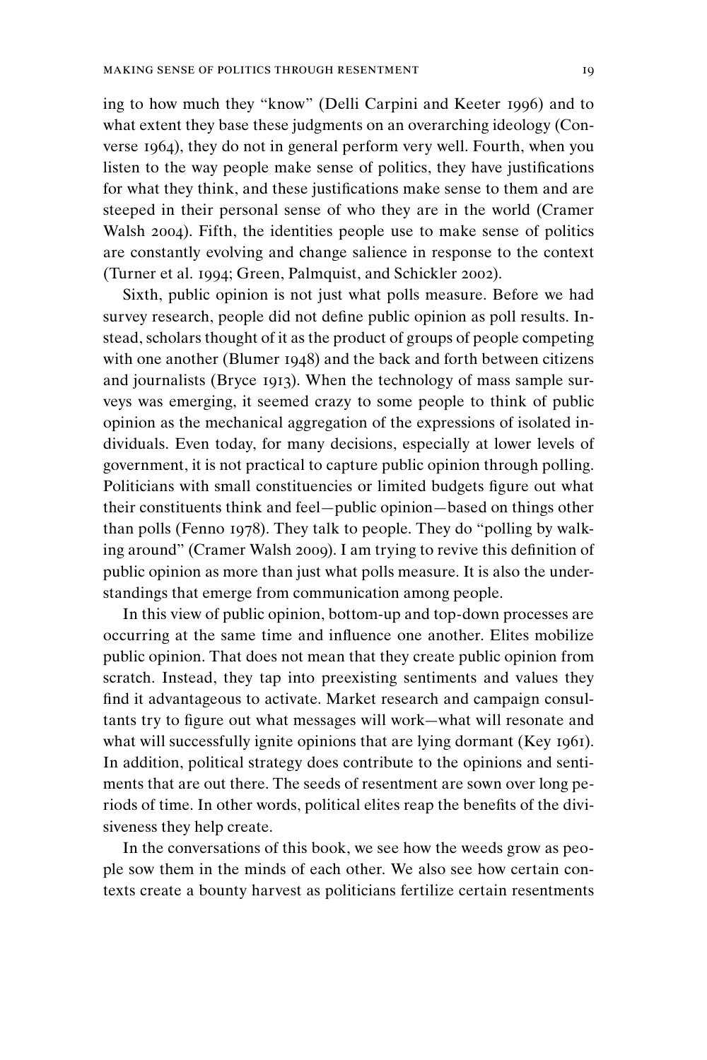ing to how much they "know" (Delli Carpini and Keeter 1996) and to what extent they base these judgments on an overarching ideology (Converse 1964), they do not in general perform very well. Fourth, when you listen to the way people make sense of politics, they have justifications for what they think, and these justifications make sense to them and are steeped in their personal sense of who they are in the world (Cramer Walsh 2004). Fifth, the identities people use to make sense of politics are constantly evolving and change salience in response to the context (Turner et al. 1994; Green, Palmquist, and Schickler 2002).

Sixth, public opinion is not just what polls measure. Before we had survey research, people did not define public opinion as poll results. Instead, scholars thought of it as the product of groups of people competing with one another (Blumer 1948) and the back and forth between citizens and journalists (Bryce 1913). When the technology of mass sample surveys was emerging, it seemed crazy to some people to think of public opinion as the mechanical aggregation of the expressions of isolated individuals. Even today, for many decisions, especially at lower levels of government, it is not practical to capture public opinion through polling. Politicians with small constituencies or limited budgets figure out what their constituents think and feel—public opinion—based on things other than polls (Fenno 1978). They talk to people. They do "polling by walking around" (Cramer Walsh 2009). I am trying to revive this definition of public opinion as more than just what polls measure. It is also the understandings that emerge from communication among people.

In this view of public opinion, bottom-up and top-down processes are occurring at the same time and influence one another. Elites mobilize public opinion. That does not mean that they create public opinion from scratch. Instead, they tap into preexisting sentiments and values they find it advantageous to activate. Market research and campaign consultants try to figure out what messages will work—what will resonate and what will successfully ignite opinions that are lying dormant (Key 1961). In addition, political strategy does contribute to the opinions and sentiments that are out there. The seeds of resentment are sown over long periods of time. In other words, political elites reap the benefits of the divisiveness they help create.

In the conversations of this book, we see how the weeds grow as people sow them in the minds of each other. We also see how certain contexts create a bounty harvest as politicians fertilize certain resentments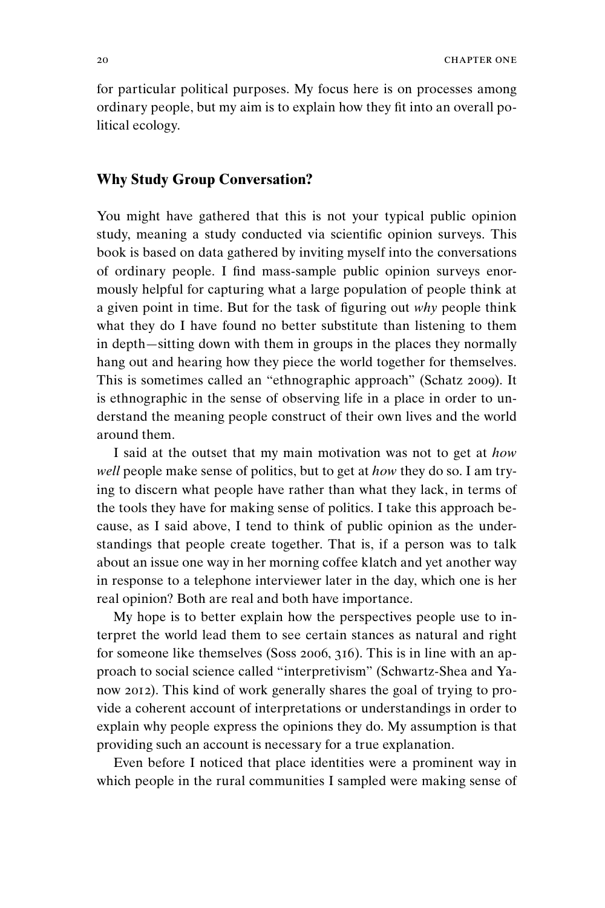for particular political purposes. My focus here is on processes among ordinary people, but my aim is to explain how they fit into an overall political ecology.

## Why Study Group Conversation?

You might have gathered that this is not your typical public opinion study, meaning a study conducted via scientific opinion surveys. This book is based on data gathered by inviting myself into the conversations of ordinary people. I find mass-sample public opinion surveys enormously helpful for capturing what a large population of people think at a given point in time. But for the task of figuring out *why* people think what they do I have found no better substitute than listening to them in depth—sitting down with them in groups in the places they normally hang out and hearing how they piece the world together for themselves. This is sometimes called an "ethnographic approach" (Schatz 2009). It is ethnographic in the sense of observing life in a place in order to understand the meaning people construct of their own lives and the world around them.

I said at the outset that my main motivation was not to get at *how well* people make sense of politics, but to get at *how* they do so. I am trying to discern what people have rather than what they lack, in terms of the tools they have for making sense of politics. I take this approach because, as I said above, I tend to think of public opinion as the understandings that people create together. That is, if a person was to talk about an issue one way in her morning coffee klatch and yet another way in response to a telephone interviewer later in the day, which one is her real opinion? Both are real and both have importance.

My hope is to better explain how the perspectives people use to interpret the world lead them to see certain stances as natural and right for someone like themselves (Soss 2006, 316). This is in line with an approach to social science called "interpretivism" (Schwartz-Shea and Yanow 2012). This kind of work generally shares the goal of trying to provide a coherent account of interpretations or understandings in order to explain why people express the opinions they do. My assumption is that providing such an account is necessary for a true explanation.

Even before I noticed that place identities were a prominent way in which people in the rural communities I sampled were making sense of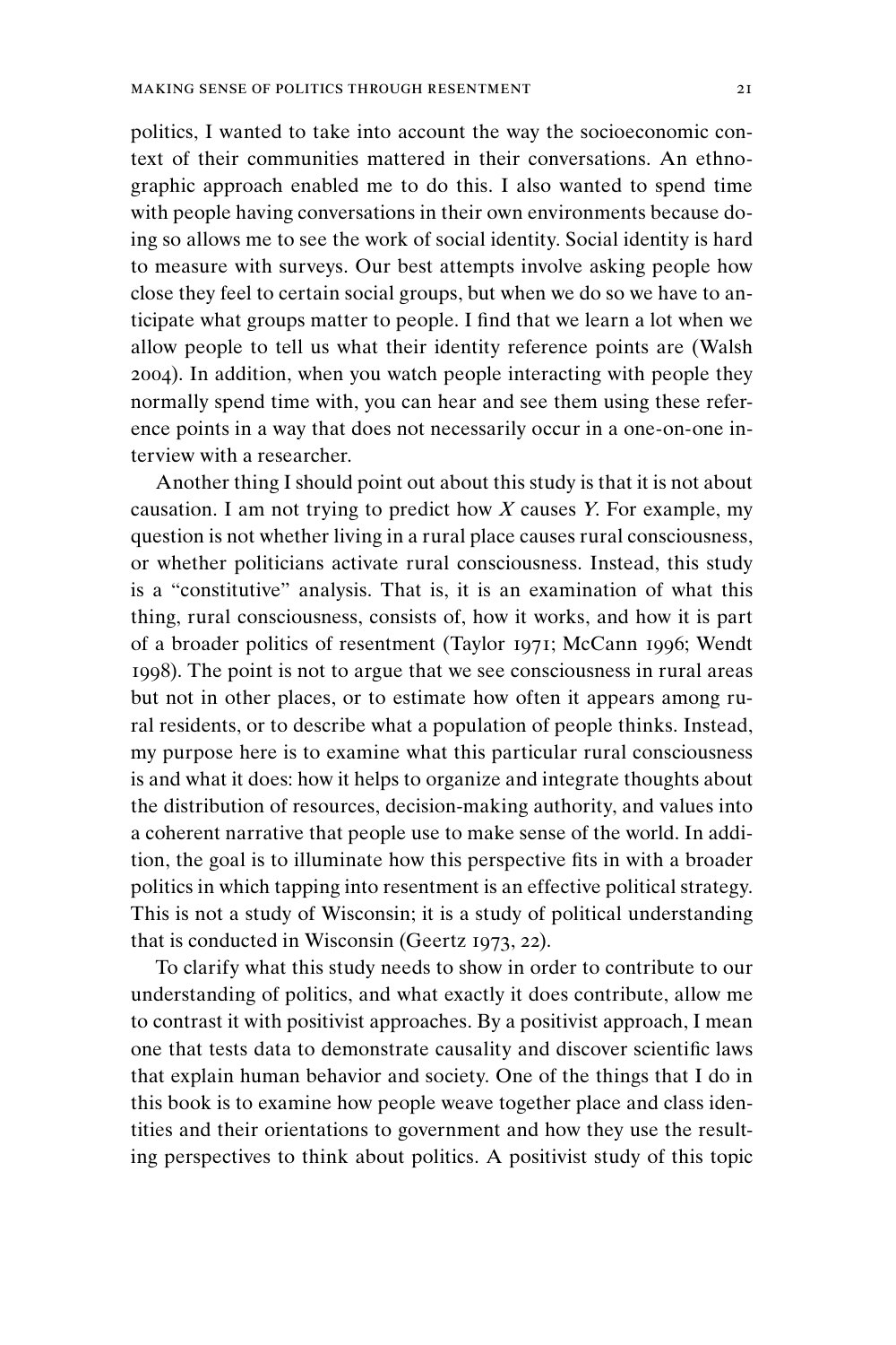politics, I wanted to take into account the way the socioeconomic context of their communities mattered in their conversations. An ethnographic approach enabled me to do this. I also wanted to spend time with people having conversations in their own environments because doing so allows me to see the work of social identity. Social identity is hard to measure with surveys. Our best attempts involve asking people how close they feel to certain social groups, but when we do so we have to anticipate what groups matter to people. I find that we learn a lot when we allow people to tell us what their identity reference points are (Walsh 2004). In addition, when you watch people interacting with people they normally spend time with, you can hear and see them using these reference points in a way that does not necessarily occur in a one-on-one interview with a researcher.

Another thing I should point out about this study is that it is not about causation. I am not trying to predict how *X* causes *Y*. For example, my question is not whether living in a rural place causes rural consciousness, or whether politicians activate rural consciousness. Instead, this study is a "constitutive" analysis. That is, it is an examination of what this thing, rural consciousness, consists of, how it works, and how it is part of a broader politics of resentment (Taylor 1971; McCann 1996; Wendt 1998). The point is not to argue that we see consciousness in rural areas but not in other places, or to estimate how often it appears among rural residents, or to describe what a population of people thinks. Instead, my purpose here is to examine what this particular rural consciousness is and what it does: how it helps to organize and integrate thoughts about the distribution of resources, decision-making authority, and values into a coherent narrative that people use to make sense of the world. In addition, the goal is to illuminate how this perspective fits in with a broader politics in which tapping into resentment is an effective political strategy. This is not a study of Wisconsin; it is a study of political understanding that is conducted in Wisconsin (Geertz 1973, 22).

To clarify what this study needs to show in order to contribute to our understanding of politics, and what exactly it does contribute, allow me to contrast it with positivist approaches. By a positivist approach, I mean one that tests data to demonstrate causality and discover scientific laws that explain human behavior and society. One of the things that I do in this book is to examine how people weave together place and class identities and their orientations to government and how they use the resulting perspectives to think about politics. A positivist study of this topic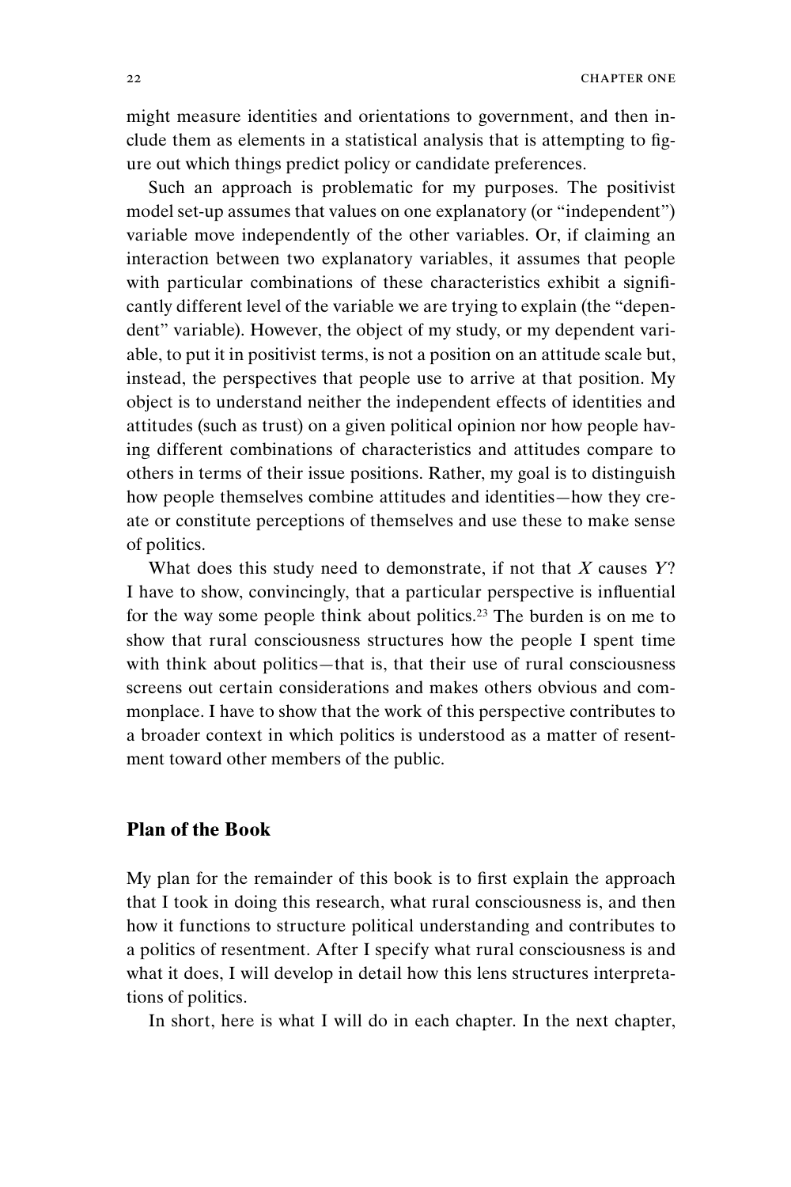might measure identities and orientations to government, and then include them as elements in a statistical analysis that is attempting to figure out which things predict policy or candidate preferences.

Such an approach is problematic for my purposes. The positivist model set-up assumes that values on one explanatory (or "independent") variable move independently of the other variables. Or, if claiming an interaction between two explanatory variables, it assumes that people with particular combinations of these characteristics exhibit a significantly different level of the variable we are trying to explain (the "dependent" variable). However, the object of my study, or my dependent variable, to put it in positivist terms, is not a position on an attitude scale but, instead, the perspectives that people use to arrive at that position. My object is to understand neither the independent effects of identities and attitudes (such as trust) on a given political opinion nor how people having different combinations of characteristics and attitudes compare to others in terms of their issue positions. Rather, my goal is to distinguish how people themselves combine attitudes and identities—how they create or constitute perceptions of themselves and use these to make sense of politics.

What does this study need to demonstrate, if not that *X* causes *Y*? I have to show, convincingly, that a particular perspective is influential for the way some people think about politics.[23] The burden is on me to show that rural consciousness structures how the people I spent time with think about politics—that is, that their use of rural consciousness screens out certain considerations and makes others obvious and commonplace. I have to show that the work of this perspective contributes to a broader context in which politics is understood as a matter of resentment toward other members of the public.

## Plan of the Book

My plan for the remainder of this book is to first explain the approach that I took in doing this research, what rural consciousness is, and then how it functions to structure political understanding and contributes to a politics of resentment. After I specify what rural consciousness is and what it does, I will develop in detail how this lens structures interpretations of politics.

In short, here is what I will do in each chapter. In the next chapter,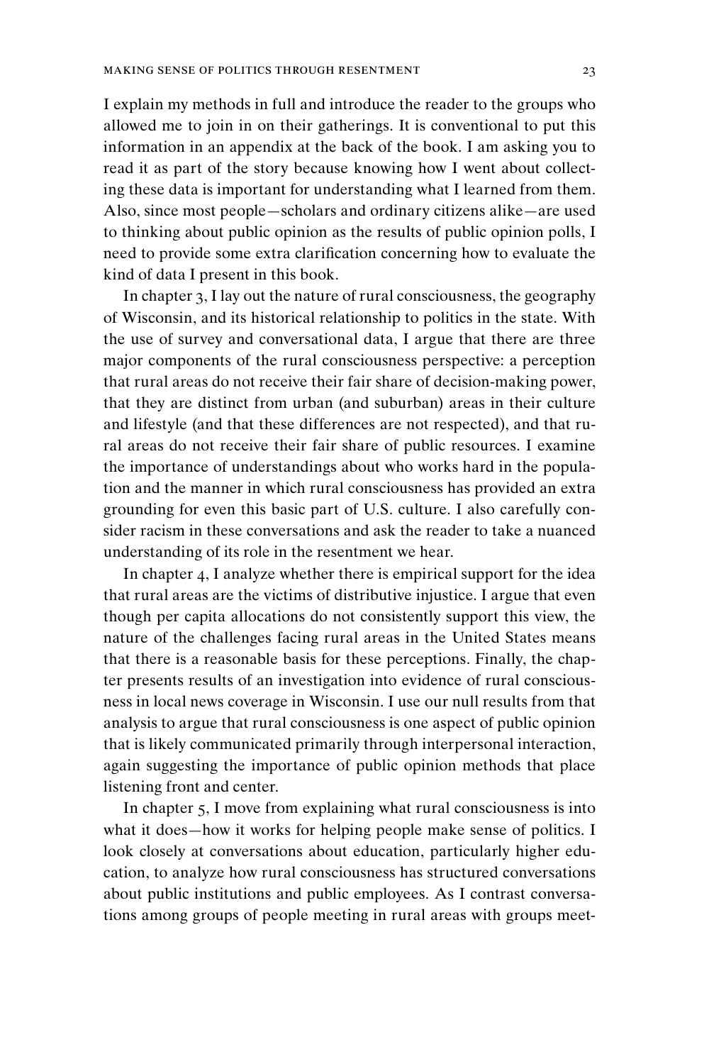I explain my methods in full and introduce the reader to the groups who allowed me to join in on their gatherings. It is conventional to put this information in an appendix at the back of the book. I am asking you to read it as part of the story because knowing how I went about collecting these data is important for understanding what I learned from them. Also, since most people—scholars and ordinary citizens alike—are used to thinking about public opinion as the results of public opinion polls, I need to provide some extra clarification concerning how to evaluate the kind of data I present in this book.

In chapter 3, I lay out the nature of rural consciousness, the geography of Wisconsin, and its historical relationship to politics in the state. With the use of survey and conversational data, I argue that there are three major components of the rural consciousness perspective: a perception that rural areas do not receive their fair share of decision-making power, that they are distinct from urban (and suburban) areas in their culture and lifestyle (and that these differences are not respected), and that rural areas do not receive their fair share of public resources. I examine the importance of understandings about who works hard in the population and the manner in which rural consciousness has provided an extra grounding for even this basic part of U.S. culture. I also carefully consider racism in these conversations and ask the reader to take a nuanced understanding of its role in the resentment we hear.

In chapter 4, I analyze whether there is empirical support for the idea that rural areas are the victims of distributive injustice. I argue that even though per capita allocations do not consistently support this view, the nature of the challenges facing rural areas in the United States means that there is a reasonable basis for these perceptions. Finally, the chapter presents results of an investigation into evidence of rural consciousness in local news coverage in Wisconsin. I use our null results from that analysis to argue that rural consciousness is one aspect of public opinion that is likely communicated primarily through interpersonal interaction, again suggesting the importance of public opinion methods that place listening front and center.

In chapter 5, I move from explaining what rural consciousness is into what it does—how it works for helping people make sense of politics. I look closely at conversations about education, particularly higher education, to analyze how rural consciousness has structured conversations about public institutions and public employees. As I contrast conversations among groups of people meeting in rural areas with groups meet-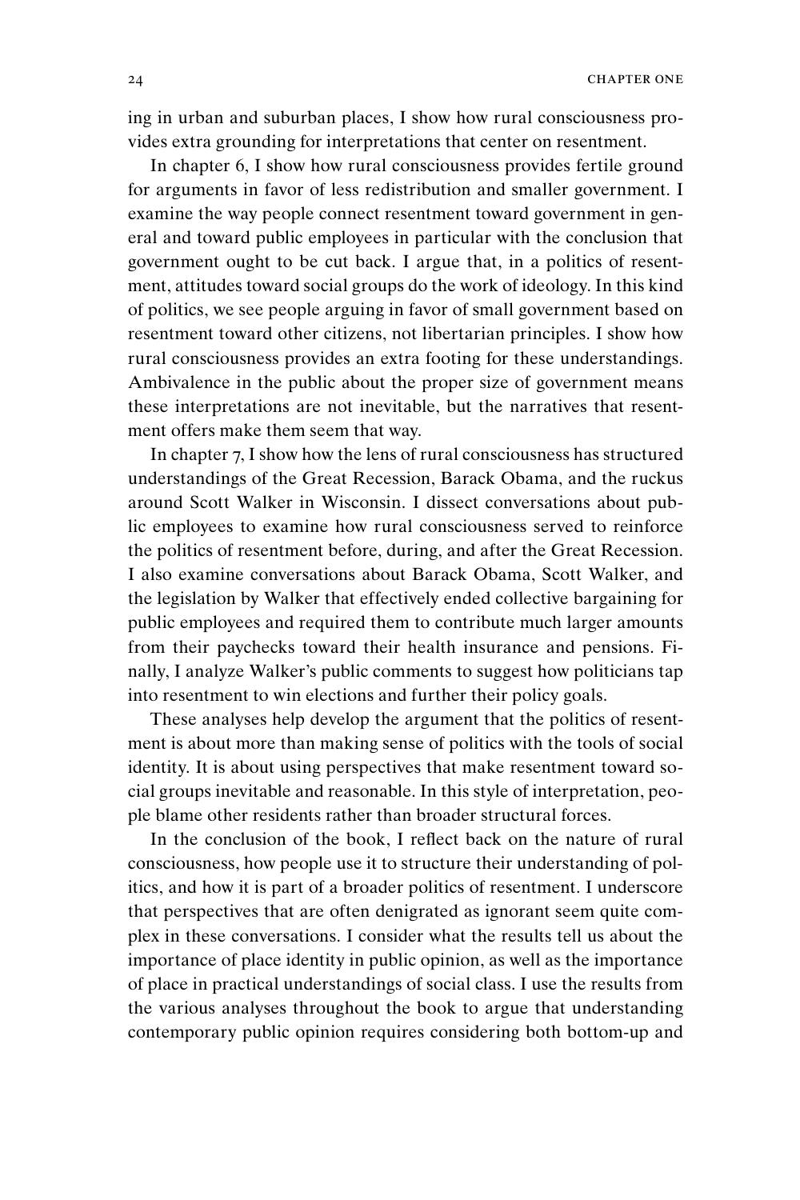ing in urban and suburban places, I show how rural consciousness provides extra grounding for interpretations that center on resentment.

In chapter 6, I show how rural consciousness provides fertile ground for arguments in favor of less redistribution and smaller government. I examine the way people connect resentment toward government in general and toward public employees in particular with the conclusion that government ought to be cut back. I argue that, in a politics of resentment, attitudes toward social groups do the work of ideology. In this kind of politics, we see people arguing in favor of small government based on resentment toward other citizens, not libertarian principles. I show how rural consciousness provides an extra footing for these understandings. Ambivalence in the public about the proper size of government means these interpretations are not inevitable, but the narratives that resentment offers make them seem that way.

In chapter 7, I show how the lens of rural consciousness has structured understandings of the Great Recession, Barack Obama, and the ruckus around Scott Walker in Wisconsin. I dissect conversations about public employees to examine how rural consciousness served to reinforce the politics of resentment before, during, and after the Great Recession. I also examine conversations about Barack Obama, Scott Walker, and the legislation by Walker that effectively ended collective bargaining for public employees and required them to contribute much larger amounts from their paychecks toward their health insurance and pensions. Finally, I analyze Walker's public comments to suggest how politicians tap into resentment to win elections and further their policy goals.

These analyses help develop the argument that the politics of resentment is about more than making sense of politics with the tools of social identity. It is about using perspectives that make resentment toward social groups inevitable and reasonable. In this style of interpretation, people blame other residents rather than broader structural forces.

In the conclusion of the book, I reflect back on the nature of rural consciousness, how people use it to structure their understanding of politics, and how it is part of a broader politics of resentment. I underscore that perspectives that are often denigrated as ignorant seem quite complex in these conversations. I consider what the results tell us about the importance of place identity in public opinion, as well as the importance of place in practical understandings of social class. I use the results from the various analyses throughout the book to argue that understanding contemporary public opinion requires considering both bottom-up and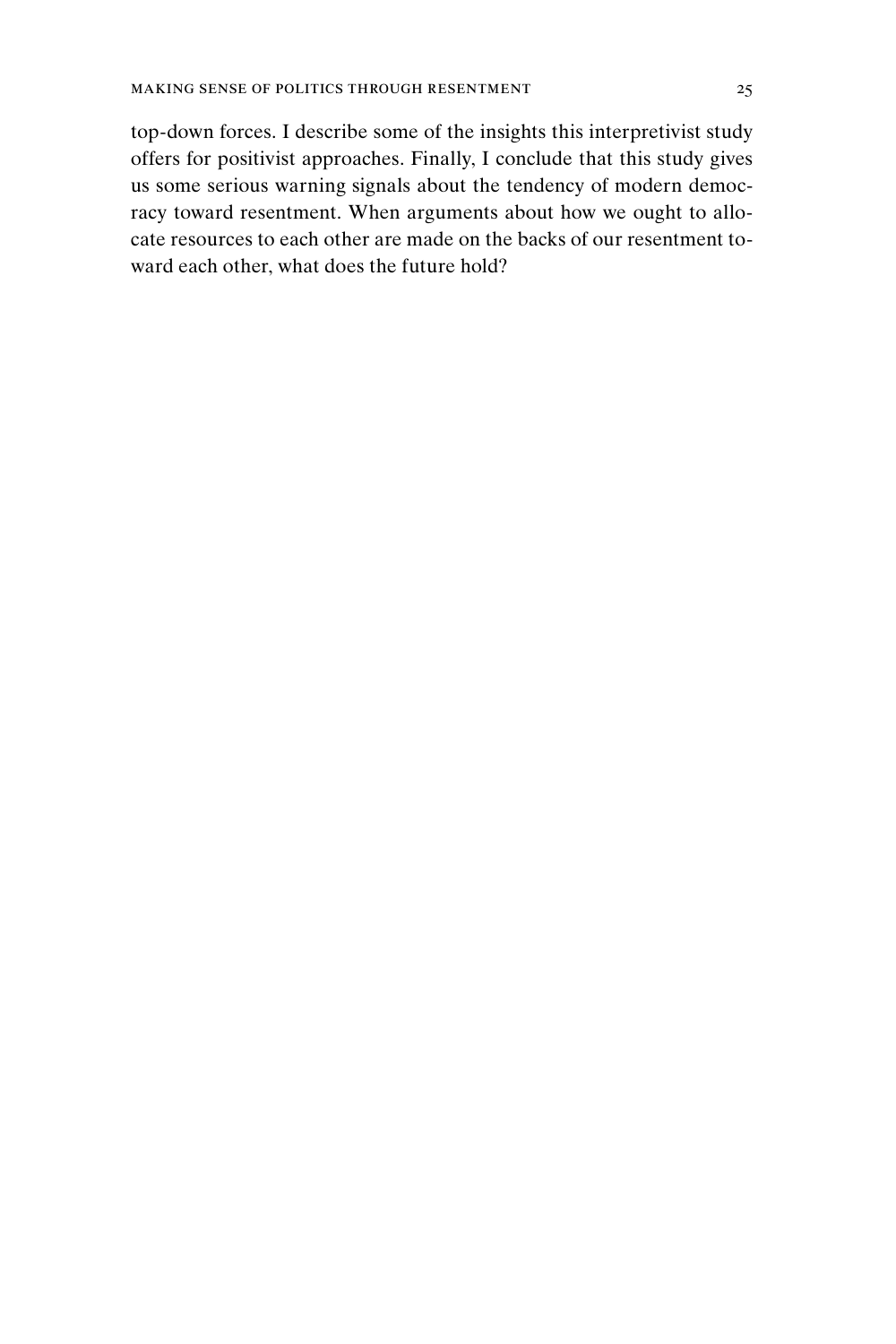top-down forces. I describe some of the insights this interpretivist study offers for positivist approaches. Finally, I conclude that this study gives us some serious warning signals about the tendency of modern democracy toward resentment. When arguments about how we ought to allocate resources to each other are made on the backs of our resentment toward each other, what does the future hold?